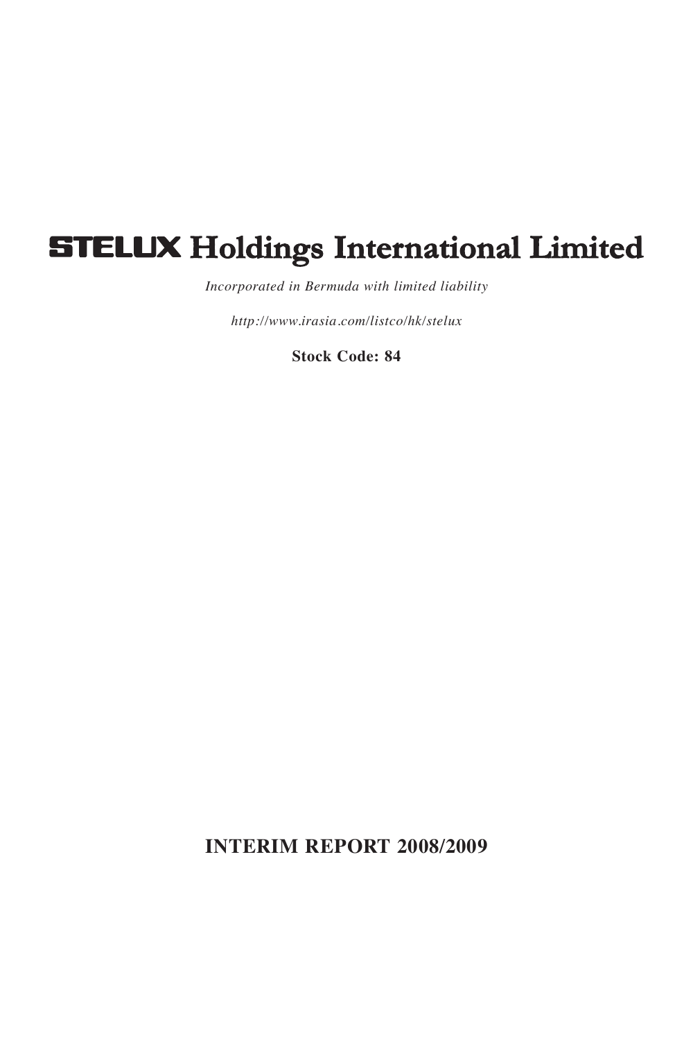# STELUX Holdings International Limited

*Incorporated in Bermuda with limited liability*

*http://www.irasia.com/listco/hk/stelux*

**Stock Code: 84**

## INTERIM REPORT 2008/2009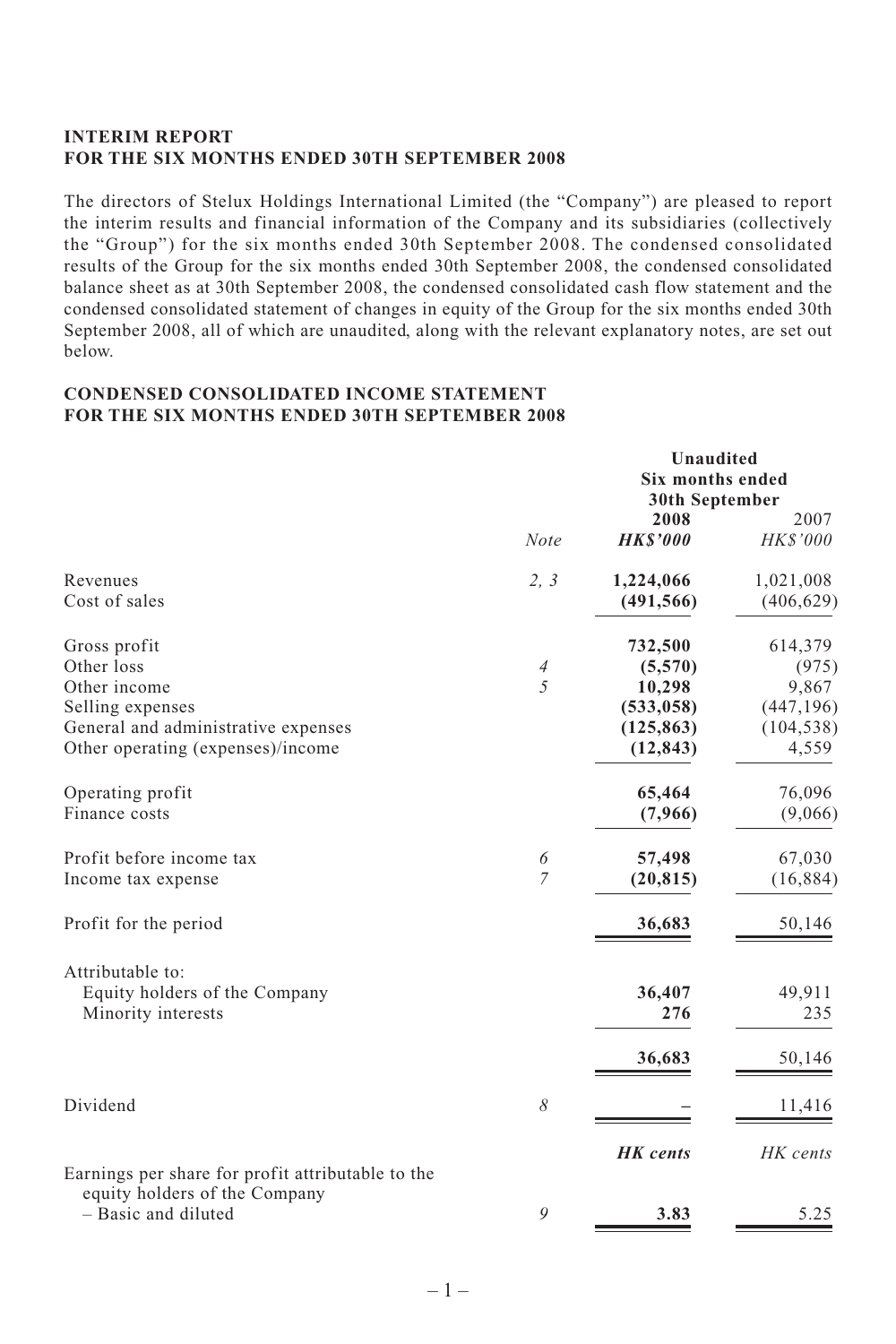**INTERIM REPORT**
**FOR THE SIX MONTHS ENDED 30TH SEPTEMBER 2008**

The directors of Stelux Holdings International Limited (the "Company") are pleased to report the interim results and financial information of the Company and its subsidiaries (collectively the "Group") for the six months ended 30th September 2008. The condensed consolidated results of the Group for the six months ended 30th September 2008, the condensed consolidated balance sheet as at 30th September 2008, the condensed consolidated cash flow statement and the condensed consolidated statement of changes in equity of the Group for the six months ended 30th September 2008, all of which are unaudited, along with the relevant explanatory notes, are set out below.

**CONDENSED CONSOLIDATED INCOME STATEMENT**
**FOR THE SIX MONTHS ENDED 30TH SEPTEMBER 2008**

| | | **Unaudited Six months ended 30th September** | |
|---|---|---|---|
| | *Note* | **2008** *HK$'000* | 2007 *HK$'000* |
| Revenues | *2, 3* | **1,224,066** | 1,021,008 |
| Cost of sales | | **(491,566)** | (406,629) |
| Gross profit | | **732,500** | 614,379 |
| Other loss | *4* | **(5,570)** | (975) |
| Other income | *5* | **10,298** | 9,867 |
| Selling expenses | | **(533,058)** | (447,196) |
| General and administrative expenses | | **(125,863)** | (104,538) |
| Other operating (expenses)/income | | **(12,843)** | 4,559 |
| Operating profit | | **65,464** | 76,096 |
| Finance costs | | **(7,966)** | (9,066) |
| Profit before income tax | *6* | **57,498** | 67,030 |
| Income tax expense | *7* | **(20,815)** | (16,884) |
| Profit for the period | | **36,683** | 50,146 |
| Attributable to: | | | |
| Equity holders of the Company | | **36,407** | 49,911 |
| Minority interests | | **276** | 235 |
| | | **36,683** | 50,146 |
| Dividend | *8* | **–** | 11,416 |
| | | ***HK cents*** | *HK cents* |
| Earnings per share for profit attributable to the equity holders of the Company – Basic and diluted | *9* | **3.83** | 5.25 |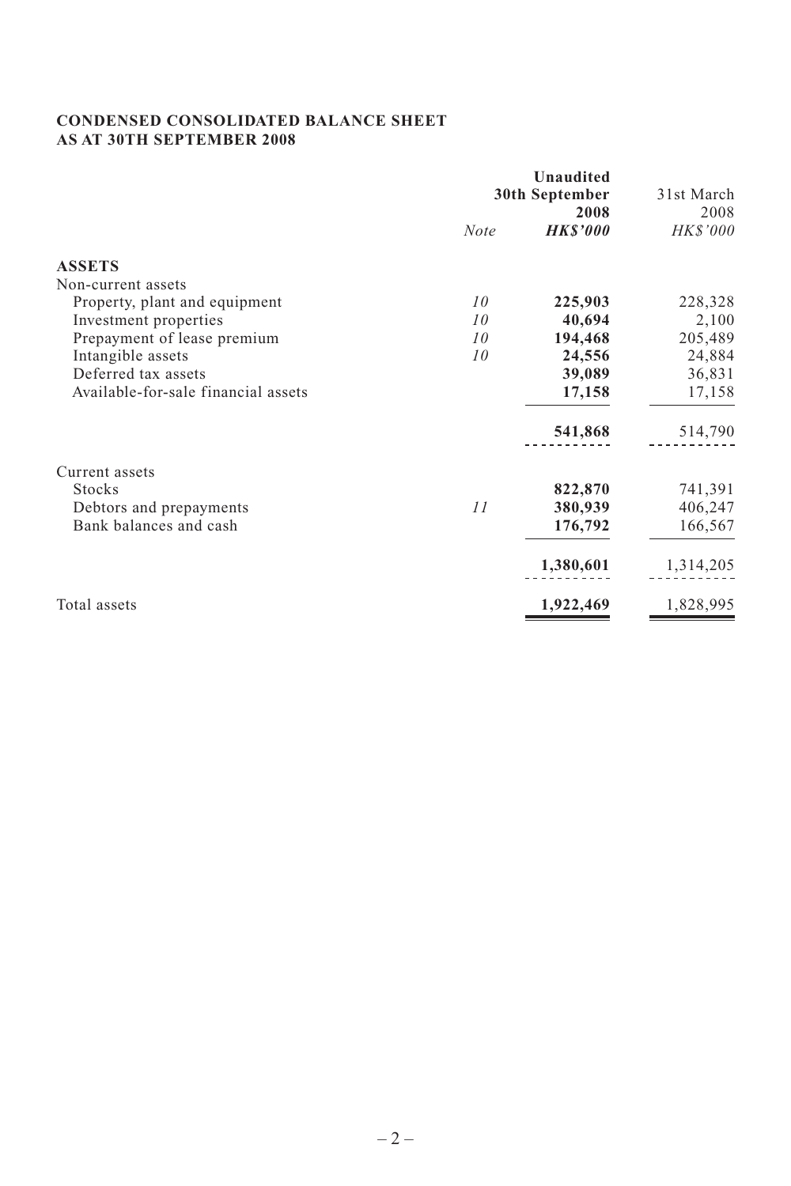**CONDENSED CONSOLIDATED BALANCE SHEET**
**AS AT 30TH SEPTEMBER 2008**

| | *Note* | **Unaudited 30th September 2008** ***HK$'000*** | 31st March 2008 *HK$'000* |
|---|---|---|---|
| **ASSETS** | | | |
| Non-current assets | | | |
| Property, plant and equipment | *10* | **225,903** | 228,328 |
| Investment properties | *10* | **40,694** | 2,100 |
| Prepayment of lease premium | *10* | **194,468** | 205,489 |
| Intangible assets | *10* | **24,556** | 24,884 |
| Deferred tax assets | | **39,089** | 36,831 |
| Available-for-sale financial assets | | **17,158** | 17,158 |
| | | **541,868** | 514,790 |
| Current assets | | | |
| Stocks | | **822,870** | 741,391 |
| Debtors and prepayments | *11* | **380,939** | 406,247 |
| Bank balances and cash | | **176,792** | 166,567 |
| | | **1,380,601** | 1,314,205 |
| Total assets | | **1,922,469** | 1,828,995 |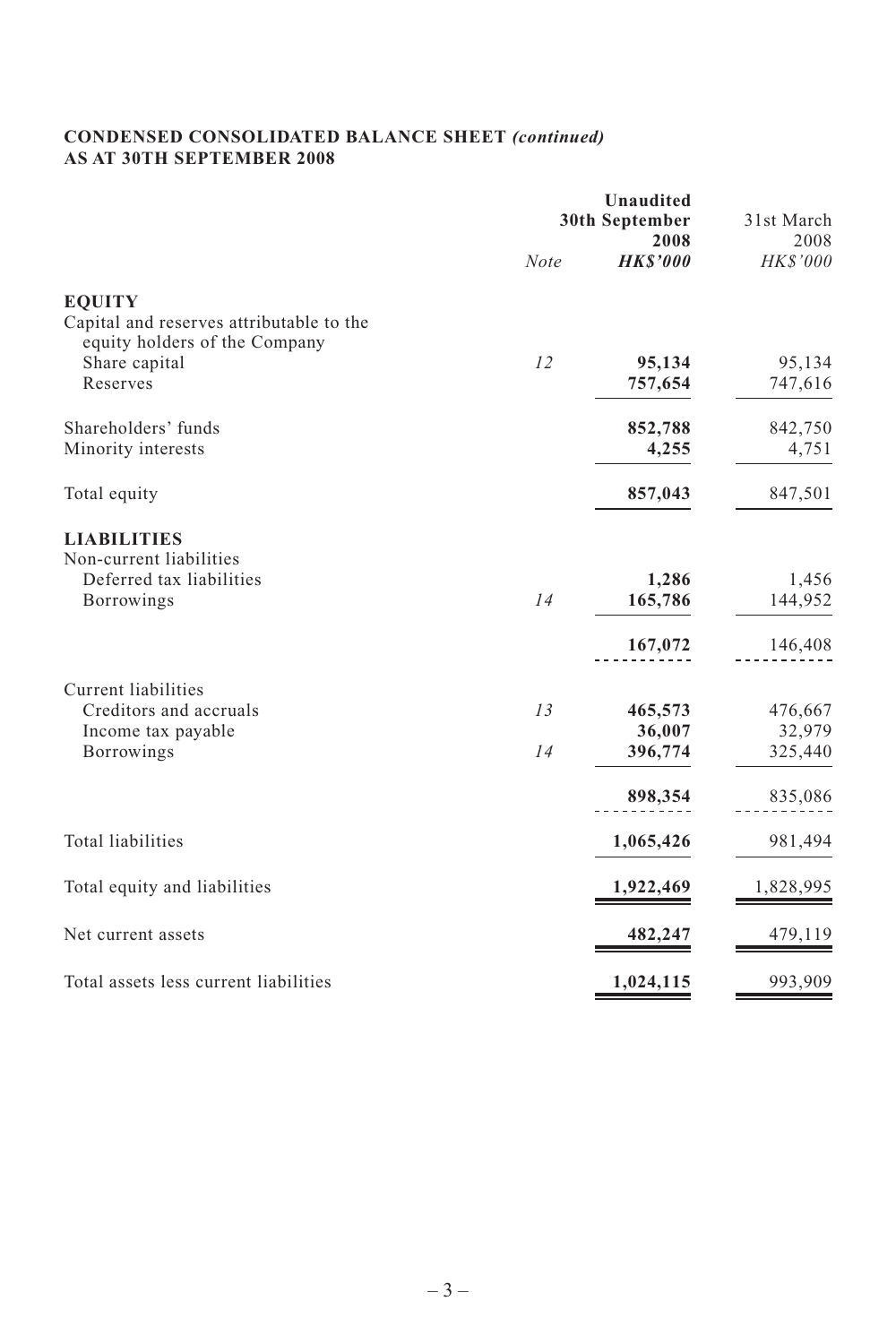**CONDENSED CONSOLIDATED BALANCE SHEET *(continued)***
**AS AT 30TH SEPTEMBER 2008**

| | *Note* | **Unaudited 30th September 2008 *HK$'000*** | 31st March 2008 *HK$'000* |
|---|---|---|---|
| **EQUITY** | | | |
| Capital and reserves attributable to the equity holders of the Company | | | |
| Share capital | *12* | **95,134** | 95,134 |
| Reserves | | **757,654** | 747,616 |
| Shareholders' funds | | **852,788** | 842,750 |
| Minority interests | | **4,255** | 4,751 |
| Total equity | | **857,043** | 847,501 |
| **LIABILITIES** | | | |
| Non-current liabilities | | | |
| Deferred tax liabilities | | **1,286** | 1,456 |
| Borrowings | *14* | **165,786** | 144,952 |
| | | **167,072** | 146,408 |
| Current liabilities | | | |
| Creditors and accruals | *13* | **465,573** | 476,667 |
| Income tax payable | | **36,007** | 32,979 |
| Borrowings | *14* | **396,774** | 325,440 |
| | | **898,354** | 835,086 |
| Total liabilities | | **1,065,426** | 981,494 |
| Total equity and liabilities | | **1,922,469** | 1,828,995 |
| Net current assets | | **482,247** | 479,119 |
| Total assets less current liabilities | | **1,024,115** | 993,909 |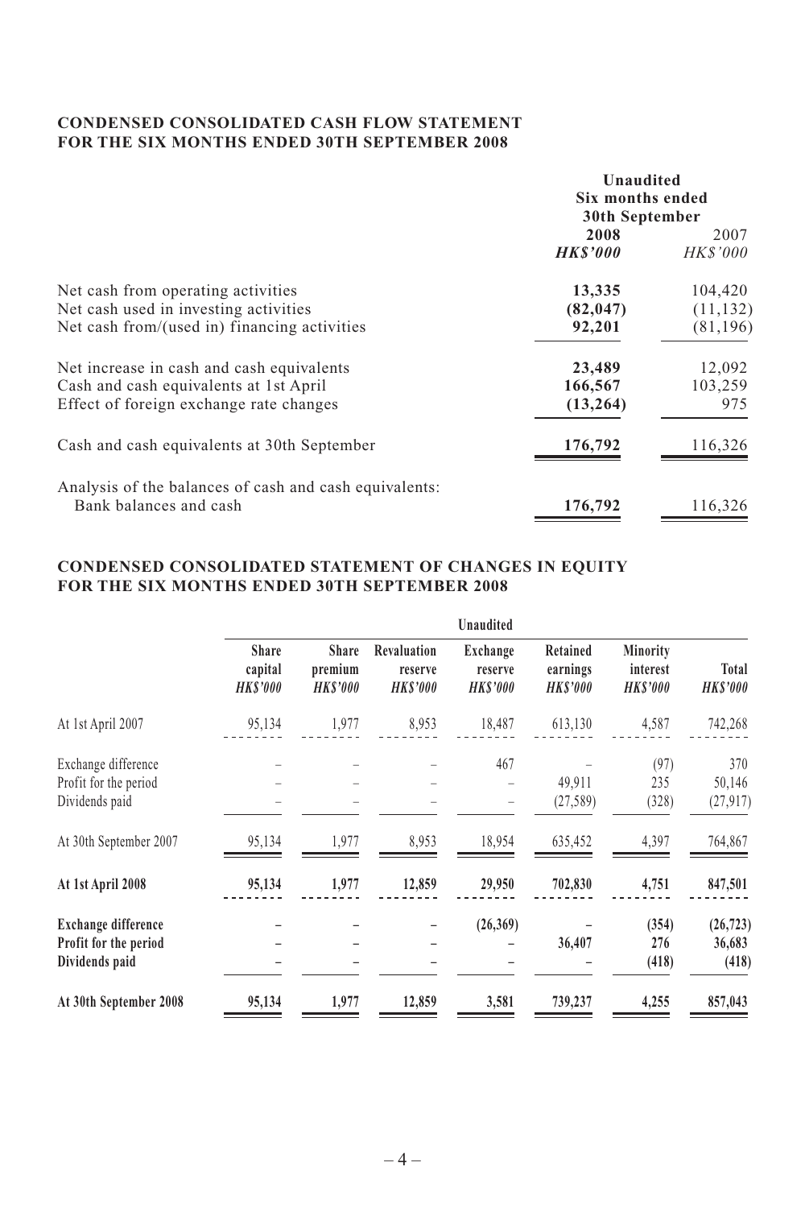## CONDENSED CONSOLIDATED CASH FLOW STATEMENT FOR THE SIX MONTHS ENDED 30TH SEPTEMBER 2008

| | Unaudited Six months ended 30th September | |
|---|---|---|
| | **2008** | 2007 |
| | ***HK$'000*** | *HK$'000* |
| Net cash from operating activities | **13,335** | 104,420 |
| Net cash used in investing activities | **(82,047)** | (11,132) |
| Net cash from/(used in) financing activities | **92,201** | (81,196) |
| Net increase in cash and cash equivalents | **23,489** | 12,092 |
| Cash and cash equivalents at 1st April | **166,567** | 103,259 |
| Effect of foreign exchange rate changes | **(13,264)** | 975 |
| Cash and cash equivalents at 30th September | **176,792** | 116,326 |
| Analysis of the balances of cash and cash equivalents: | | |
| Bank balances and cash | **176,792** | 116,326 |

## CONDENSED CONSOLIDATED STATEMENT OF CHANGES IN EQUITY FOR THE SIX MONTHS ENDED 30TH SEPTEMBER 2008

| | Unaudited | | | | | | |
|---|---|---|---|---|---|---|---|
| | Share capital *HK$'000* | Share premium *HK$'000* | Revaluation reserve *HK$'000* | Exchange reserve *HK$'000* | Retained earnings *HK$'000* | Minority interest *HK$'000* | Total *HK$'000* |
| At 1st April 2007 | 95,134 | 1,977 | 8,953 | 18,487 | 613,130 | 4,587 | 742,268 |
| Exchange difference | – | – | – | 467 | – | (97) | 370 |
| Profit for the period | – | – | – | – | 49,911 | 235 | 50,146 |
| Dividends paid | – | – | – | – | (27,589) | (328) | (27,917) |
| At 30th September 2007 | 95,134 | 1,977 | 8,953 | 18,954 | 635,452 | 4,397 | 764,867 |
| **At 1st April 2008** | **95,134** | **1,977** | **12,859** | **29,950** | **702,830** | **4,751** | **847,501** |
| **Exchange difference** | **–** | **–** | **–** | **(26,369)** | **–** | **(354)** | **(26,723)** |
| **Profit for the period** | **–** | **–** | **–** | **–** | **36,407** | **276** | **36,683** |
| **Dividends paid** | **–** | **–** | **–** | **–** | **–** | **(418)** | **(418)** |
| **At 30th September 2008** | **95,134** | **1,977** | **12,859** | **3,581** | **739,237** | **4,255** | **857,043** |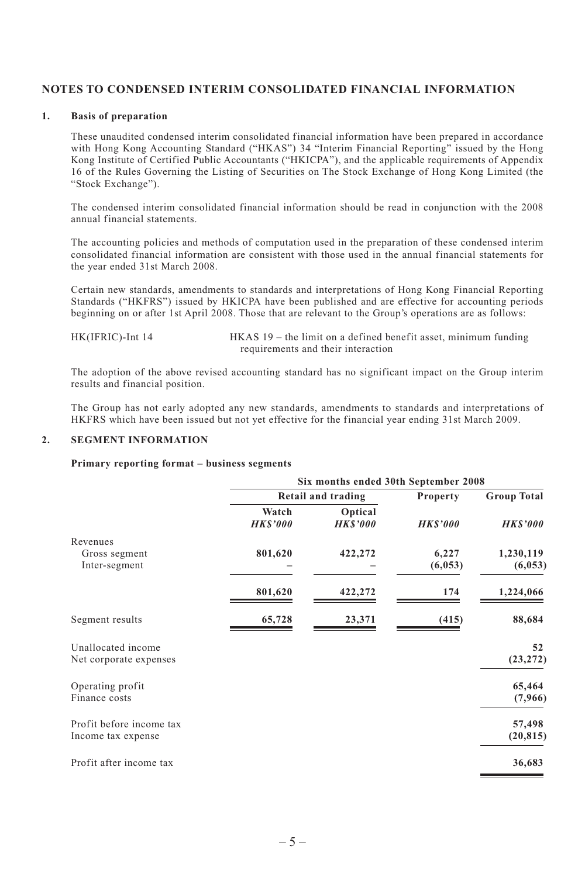## NOTES TO CONDENSED INTERIM CONSOLIDATED FINANCIAL INFORMATION

### 1. Basis of preparation

These unaudited condensed interim consolidated financial information have been prepared in accordance with Hong Kong Accounting Standard ("HKAS") 34 "Interim Financial Reporting" issued by the Hong Kong Institute of Certified Public Accountants ("HKICPA"), and the applicable requirements of Appendix 16 of the Rules Governing the Listing of Securities on The Stock Exchange of Hong Kong Limited (the "Stock Exchange").

The condensed interim consolidated financial information should be read in conjunction with the 2008 annual financial statements.

The accounting policies and methods of computation used in the preparation of these condensed interim consolidated financial information are consistent with those used in the annual financial statements for the year ended 31st March 2008.

Certain new standards, amendments to standards and interpretations of Hong Kong Financial Reporting Standards ("HKFRS") issued by HKICPA have been published and are effective for accounting periods beginning on or after 1st April 2008. Those that are relevant to the Group's operations are as follows:

| | |
|---|---|
| HK(IFRIC)-Int 14 | HKAS 19 – the limit on a defined benefit asset, minimum funding requirements and their interaction |

The adoption of the above revised accounting standard has no significant impact on the Group interim results and financial position.

The Group has not early adopted any new standards, amendments to standards and interpretations of HKFRS which have been issued but not yet effective for the financial year ending 31st March 2009.

### 2. SEGMENT INFORMATION

**Primary reporting format – business segments**

| | Six months ended 30th September 2008 | | | |
|---|---|---|---|---|
| | Retail and trading | | Property | Group Total |
| | Watch *HK$'000* | Optical *HK$'000* | *HK$'000* | *HK$'000* |
| Revenues | | | | |
| Gross segment | **801,620** | **422,272** | **6,227** | **1,230,119** |
| Inter-segment | **–** | **–** | **(6,053)** | **(6,053)** |
| | **801,620** | **422,272** | **174** | **1,224,066** |
| Segment results | **65,728** | **23,371** | **(415)** | **88,684** |
| Unallocated income | | | | **52** |
| Net corporate expenses | | | | **(23,272)** |
| Operating profit | | | | **65,464** |
| Finance costs | | | | **(7,966)** |
| Profit before income tax | | | | **57,498** |
| Income tax expense | | | | **(20,815)** |
| Profit after income tax | | | | **36,683** |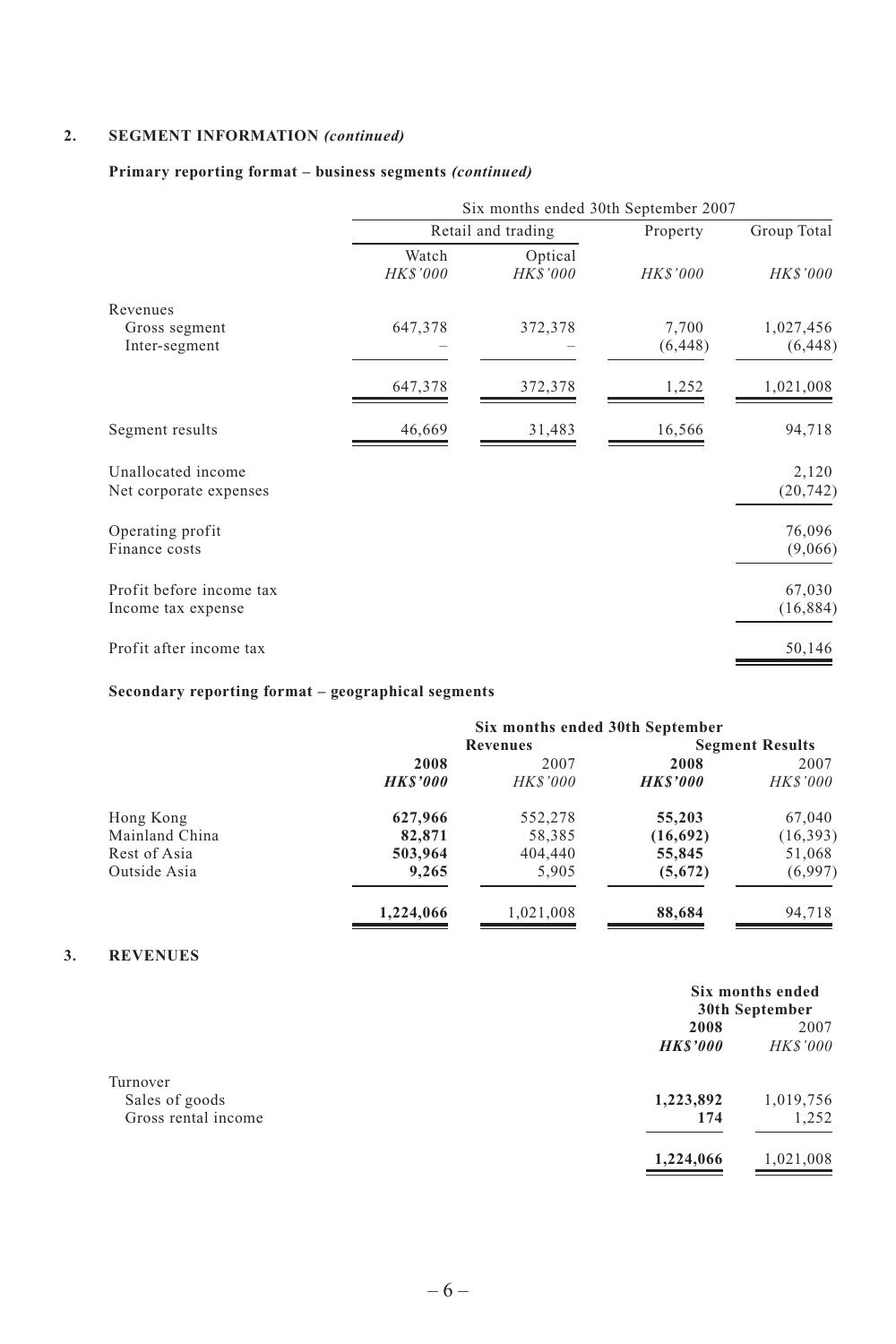## 2. SEGMENT INFORMATION *(continued)*

### Primary reporting format – business segments *(continued)*

| | Six months ended 30th September 2007 | | | |
|---|---|---|---|---|
| | Retail and trading | | Property | Group Total |
| | Watch *HK$'000* | Optical *HK$'000* | *HK$'000* | *HK$'000* |
| Revenues | | | | |
| Gross segment | 647,378 | 372,378 | 7,700 | 1,027,456 |
| Inter-segment | – | – | (6,448) | (6,448) |
| | 647,378 | 372,378 | 1,252 | 1,021,008 |
| Segment results | 46,669 | 31,483 | 16,566 | 94,718 |
| Unallocated income | | | | 2,120 |
| Net corporate expenses | | | | (20,742) |
| Operating profit | | | | 76,096 |
| Finance costs | | | | (9,066) |
| Profit before income tax | | | | 67,030 |
| Income tax expense | | | | (16,884) |
| Profit after income tax | | | | 50,146 |

### Secondary reporting format – geographical segments

| | **Six months ended 30th September** | | | |
|---|---|---|---|---|
| | **Revenues** | | **Segment Results** | |
| | **2008** ***HK$'000*** | 2007 *HK$'000* | **2008** ***HK$'000*** | 2007 *HK$'000* |
| Hong Kong | **627,966** | 552,278 | **55,203** | 67,040 |
| Mainland China | **82,871** | 58,385 | **(16,692)** | (16,393) |
| Rest of Asia | **503,964** | 404,440 | **55,845** | 51,068 |
| Outside Asia | **9,265** | 5,905 | **(5,672)** | (6,997) |
| | **1,224,066** | 1,021,008 | **88,684** | 94,718 |

## 3. REVENUES

| | **Six months ended 30th September** | |
|---|---|---|
| | **2008** ***HK$'000*** | 2007 *HK$'000* |
| Turnover | | |
| Sales of goods | **1,223,892** | 1,019,756 |
| Gross rental income | **174** | 1,252 |
| | **1,224,066** | 1,021,008 |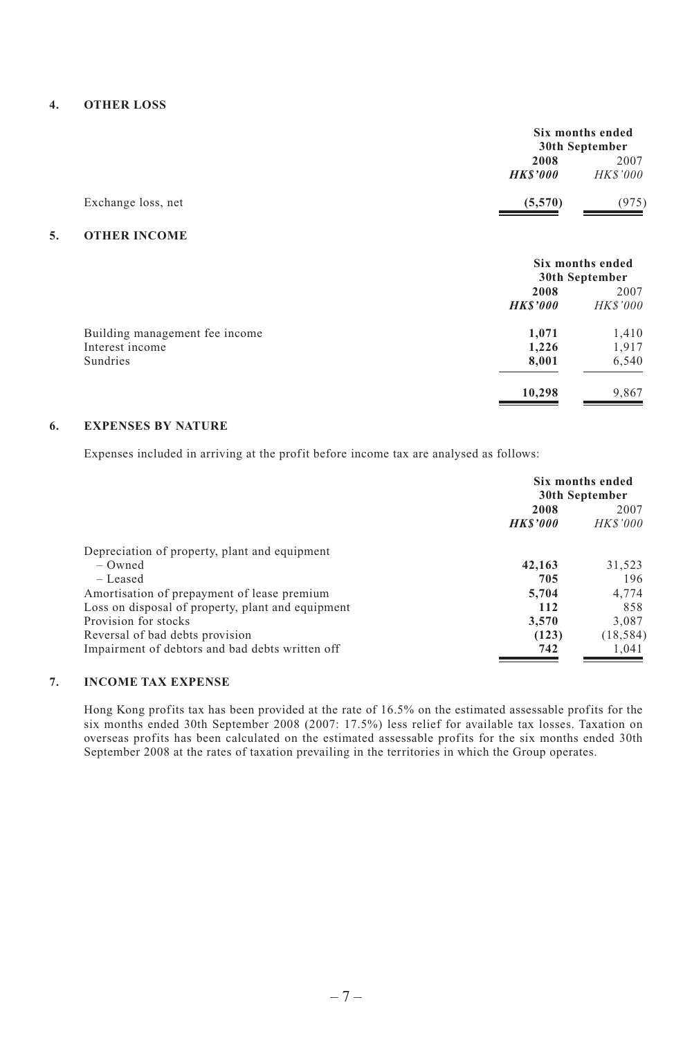## 4. OTHER LOSS

| | Six months ended 30th September | |
|---|---|---|
| | **2008** | 2007 |
| | ***HK$'000*** | *HK$'000* |
| Exchange loss, net | **(5,570)** | (975) |

## 5. OTHER INCOME

| | Six months ended 30th September | |
|---|---|---|
| | **2008** | 2007 |
| | ***HK$'000*** | *HK$'000* |
| Building management fee income | **1,071** | 1,410 |
| Interest income | **1,226** | 1,917 |
| Sundries | **8,001** | 6,540 |
| | **10,298** | 9,867 |

## 6. EXPENSES BY NATURE

Expenses included in arriving at the profit before income tax are analysed as follows:

| | Six months ended 30th September | |
|---|---|---|
| | **2008** | 2007 |
| | ***HK$'000*** | *HK$'000* |
| Depreciation of property, plant and equipment | | |
| – Owned | **42,163** | 31,523 |
| – Leased | **705** | 196 |
| Amortisation of prepayment of lease premium | **5,704** | 4,774 |
| Loss on disposal of property, plant and equipment | **112** | 858 |
| Provision for stocks | **3,570** | 3,087 |
| Reversal of bad debts provision | **(123)** | (18,584) |
| Impairment of debtors and bad debts written off | **742** | 1,041 |

## 7. INCOME TAX EXPENSE

Hong Kong profits tax has been provided at the rate of 16.5% on the estimated assessable profits for the six months ended 30th September 2008 (2007: 17.5%) less relief for available tax losses. Taxation on overseas profits has been calculated on the estimated assessable profits for the six months ended 30th September 2008 at the rates of taxation prevailing in the territories in which the Group operates.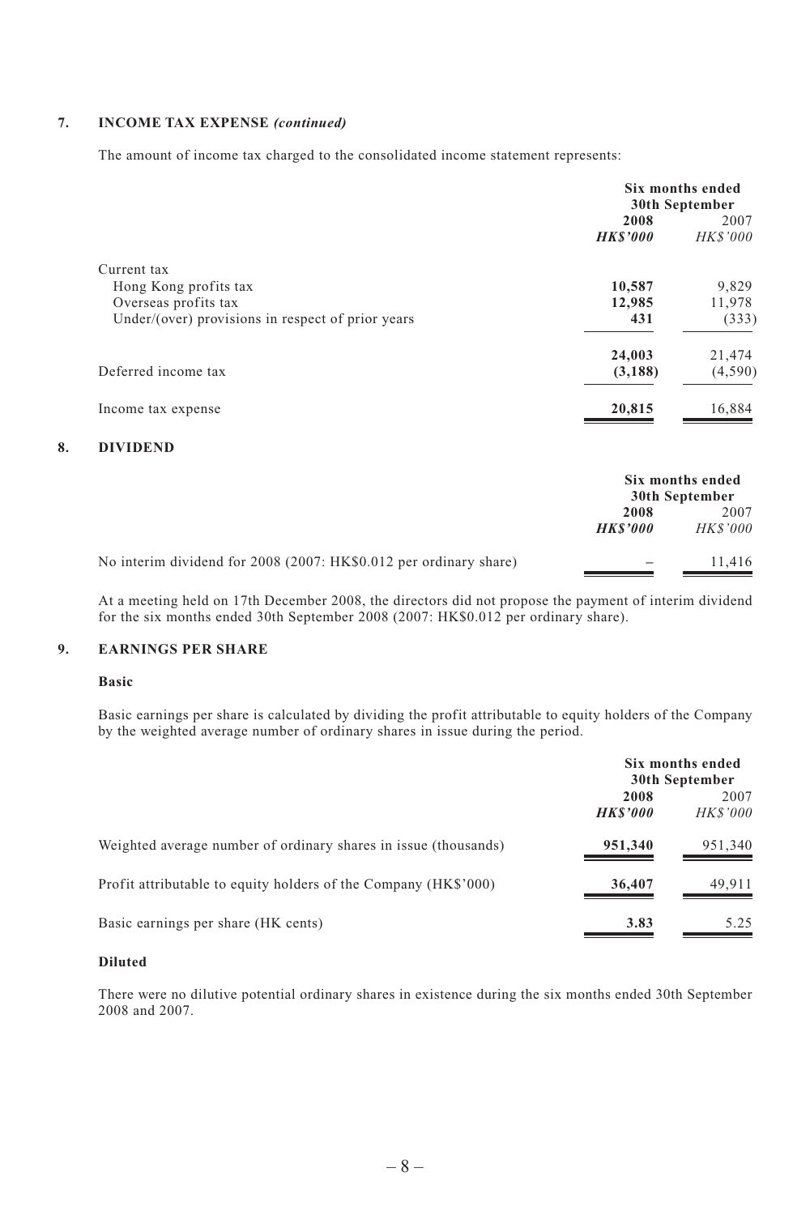### 7. INCOME TAX EXPENSE *(continued)*

The amount of income tax charged to the consolidated income statement represents:

| | Six months ended 30th September | |
|---|---|---|
| | **2008** | 2007 |
| | ***HK$'000*** | *HK$'000* |
| Current tax | | |
| Hong Kong profits tax | **10,587** | 9,829 |
| Overseas profits tax | **12,985** | 11,978 |
| Under/(over) provisions in respect of prior years | **431** | (333) |
| | **24,003** | 21,474 |
| Deferred income tax | **(3,188)** | (4,590) |
| Income tax expense | **20,815** | 16,884 |

### 8. DIVIDEND

| | Six months ended 30th September | |
|---|---|---|
| | **2008** | 2007 |
| | ***HK$'000*** | *HK$'000* |
| No interim dividend for 2008 (2007: HK$0.012 per ordinary share) | **–** | 11,416 |

At a meeting held on 17th December 2008, the directors did not propose the payment of interim dividend for the six months ended 30th September 2008 (2007: HK$0.012 per ordinary share).

### 9. EARNINGS PER SHARE

**Basic**

Basic earnings per share is calculated by dividing the profit attributable to equity holders of the Company by the weighted average number of ordinary shares in issue during the period.

| | Six months ended 30th September | |
|---|---|---|
| | **2008** | 2007 |
| | ***HK$'000*** | *HK$'000* |
| Weighted average number of ordinary shares in issue (thousands) | **951,340** | 951,340 |
| Profit attributable to equity holders of the Company (HK$'000) | **36,407** | 49,911 |
| Basic earnings per share (HK cents) | **3.83** | 5.25 |

**Diluted**

There were no dilutive potential ordinary shares in existence during the six months ended 30th September 2008 and 2007.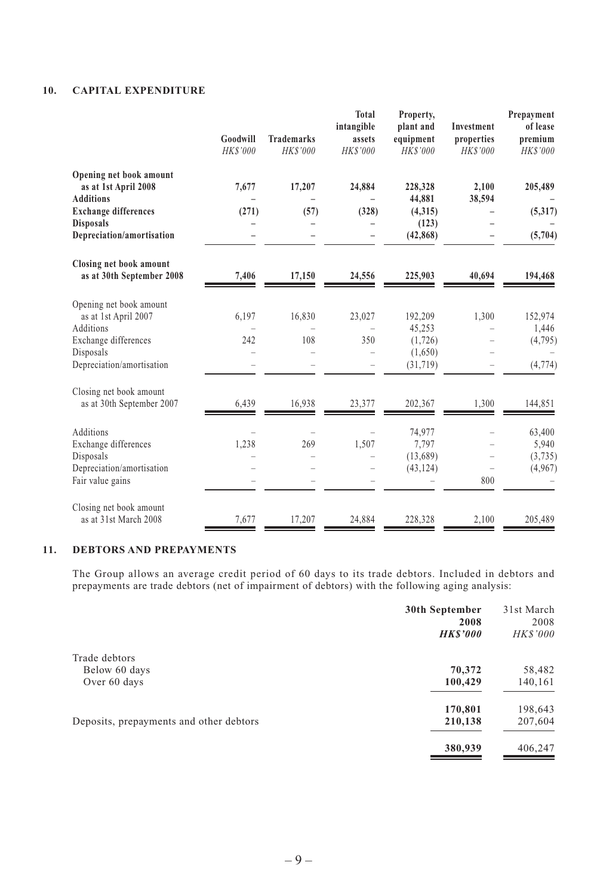## 10. CAPITAL EXPENDITURE

| | Goodwill | Trademarks | Total intangible assets | Property, plant and equipment | Investment properties | Prepayment of lease premium |
|---|---|---|---|---|---|---|
| | *HK$'000* | *HK$'000* | *HK$'000* | *HK$'000* | *HK$'000* | *HK$'000* |
| **Opening net book amount as at 1st April 2008** | **7,677** | **17,207** | **24,884** | **228,328** | **2,100** | **205,489** |
| **Additions** | **–** | **–** | **–** | **44,881** | **38,594** | **–** |
| **Exchange differences** | **(271)** | **(57)** | **(328)** | **(4,315)** | **–** | **(5,317)** |
| **Disposals** | **–** | **–** | **–** | **(123)** | **–** | **–** |
| **Depreciation/amortisation** | **–** | **–** | **–** | **(42,868)** | **–** | **(5,704)** |
| **Closing net book amount as at 30th September 2008** | **7,406** | **17,150** | **24,556** | **225,903** | **40,694** | **194,468** |
| Opening net book amount as at 1st April 2007 | 6,197 | 16,830 | 23,027 | 192,209 | 1,300 | 152,974 |
| Additions | – | – | – | 45,253 | – | 1,446 |
| Exchange differences | 242 | 108 | 350 | (1,726) | – | (4,795) |
| Disposals | – | – | – | (1,650) | – | – |
| Depreciation/amortisation | – | – | – | (31,719) | – | (4,774) |
| Closing net book amount as at 30th September 2007 | 6,439 | 16,938 | 23,377 | 202,367 | 1,300 | 144,851 |
| Additions | – | – | – | 74,977 | – | 63,400 |
| Exchange differences | 1,238 | 269 | 1,507 | 7,797 | – | 5,940 |
| Disposals | – | – | – | (13,689) | – | (3,735) |
| Depreciation/amortisation | – | – | – | (43,124) | – | (4,967) |
| Fair value gains | – | – | – | – | 800 | – |
| Closing net book amount as at 31st March 2008 | 7,677 | 17,207 | 24,884 | 228,328 | 2,100 | 205,489 |

## 11. DEBTORS AND PREPAYMENTS

The Group allows an average credit period of 60 days to its trade debtors. Included in debtors and prepayments are trade debtors (net of impairment of debtors) with the following aging analysis:

| | 30th September 2008 | 31st March 2008 |
|---|---|---|
| | ***HK$'000*** | *HK$'000* |
| Trade debtors | | |
| Below 60 days | **70,372** | 58,482 |
| Over 60 days | **100,429** | 140,161 |
| | **170,801** | 198,643 |
| Deposits, prepayments and other debtors | **210,138** | 207,604 |
| | **380,939** | 406,247 |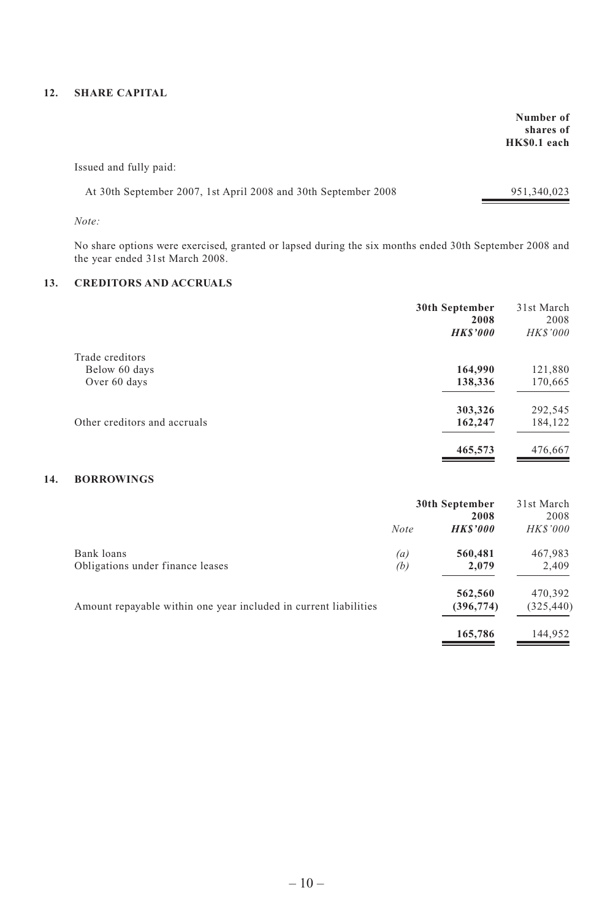## 12. SHARE CAPITAL

| | Number of shares of HK$0.1 each |
|---|---|
| Issued and fully paid: | |
| At 30th September 2007, 1st April 2008 and 30th September 2008 | 951,340,023 |

*Note:*

No share options were exercised, granted or lapsed during the six months ended 30th September 2008 and the year ended 31st March 2008.

## 13. CREDITORS AND ACCRUALS

| | **30th September 2008** | 31st March 2008 |
|---|---|---|
| | ***HK$'000*** | *HK$'000* |
| Trade creditors | | |
| Below 60 days | **164,990** | 121,880 |
| Over 60 days | **138,336** | 170,665 |
| | **303,326** | 292,545 |
| Other creditors and accruals | **162,247** | 184,122 |
| | **465,573** | 476,667 |

## 14. BORROWINGS

| | *Note* | **30th September 2008** | 31st March 2008 |
|---|---|---|---|
| | | ***HK$'000*** | *HK$'000* |
| Bank loans | *(a)* | **560,481** | 467,983 |
| Obligations under finance leases | *(b)* | **2,079** | 2,409 |
| | | **562,560** | 470,392 |
| Amount repayable within one year included in current liabilities | | **(396,774)** | (325,440) |
| | | **165,786** | 144,952 |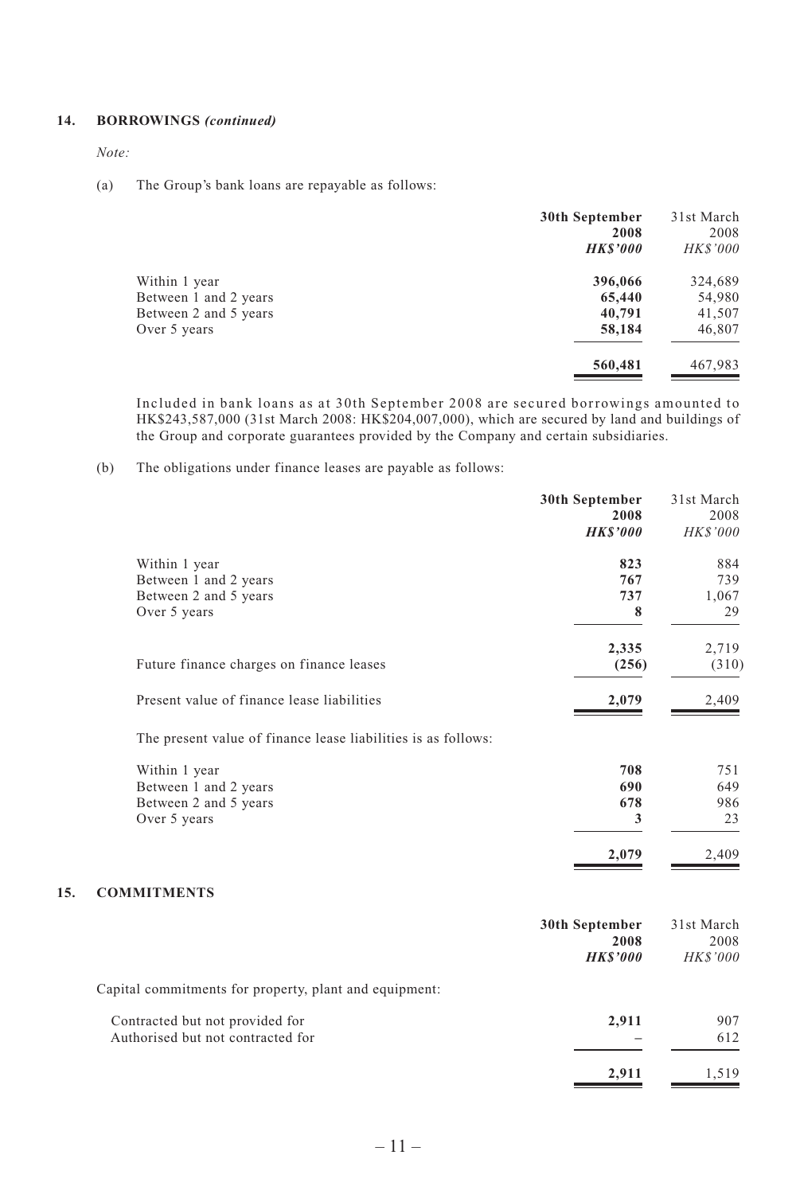## 14. BORROWINGS *(continued)*

*Note:*

(a) The Group's bank loans are repayable as follows:

| | 30th September 2008 *HK$'000* | 31st March 2008 *HK$'000* |
|---|---|---|
| Within 1 year | **396,066** | 324,689 |
| Between 1 and 2 years | **65,440** | 54,980 |
| Between 2 and 5 years | **40,791** | 41,507 |
| Over 5 years | **58,184** | 46,807 |
| | **560,481** | 467,983 |

Included in bank loans as at 30th September 2008 are secured borrowings amounted to HK$243,587,000 (31st March 2008: HK$204,007,000), which are secured by land and buildings of the Group and corporate guarantees provided by the Company and certain subsidiaries.

(b) The obligations under finance leases are payable as follows:

| | 30th September 2008 *HK$'000* | 31st March 2008 *HK$'000* |
|---|---|---|
| Within 1 year | **823** | 884 |
| Between 1 and 2 years | **767** | 739 |
| Between 2 and 5 years | **737** | 1,067 |
| Over 5 years | **8** | 29 |
| | **2,335** | 2,719 |
| Future finance charges on finance leases | **(256)** | (310) |
| Present value of finance lease liabilities | **2,079** | 2,409 |

The present value of finance lease liabilities is as follows:

| | 30th September 2008 *HK$'000* | 31st March 2008 *HK$'000* |
|---|---|---|
| Within 1 year | **708** | 751 |
| Between 1 and 2 years | **690** | 649 |
| Between 2 and 5 years | **678** | 986 |
| Over 5 years | **3** | 23 |
| | **2,079** | 2,409 |

## 15. COMMITMENTS

| | 30th September 2008 *HK$'000* | 31st March 2008 *HK$'000* |
|---|---|---|
| Capital commitments for property, plant and equipment: | | |
| Contracted but not provided for | **2,911** | 907 |
| Authorised but not contracted for | **–** | 612 |
| | **2,911** | 1,519 |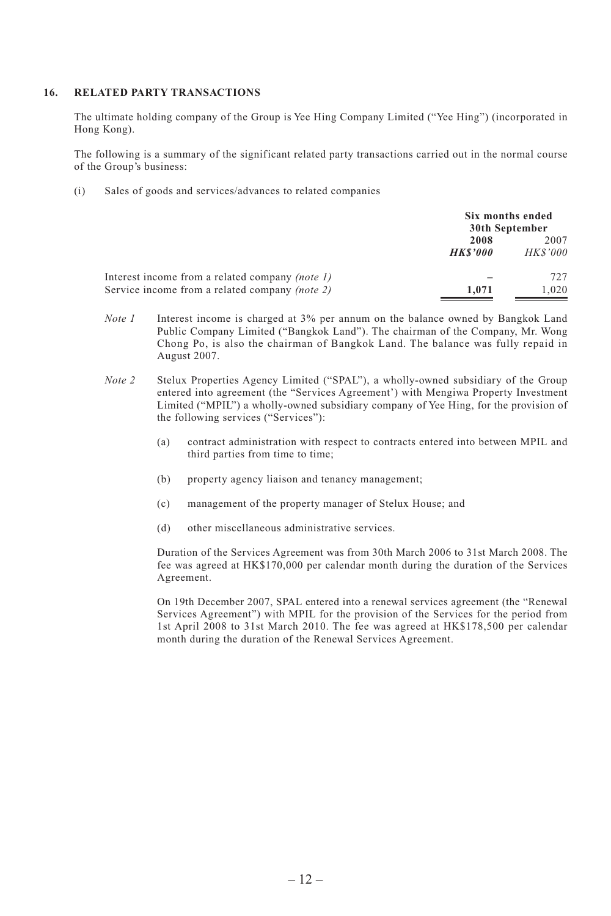## 16. RELATED PARTY TRANSACTIONS

The ultimate holding company of the Group is Yee Hing Company Limited ("Yee Hing") (incorporated in Hong Kong).

The following is a summary of the significant related party transactions carried out in the normal course of the Group's business:

(i) Sales of goods and services/advances to related companies

| | Six months ended 30th September | |
|---|---|---|
| | **2008** | 2007 |
| | ***HK$'000*** | *HK$'000* |
| Interest income from a related company *(note 1)* | **–** | 727 |
| Service income from a related company *(note 2)* | **1,071** | 1,020 |

*Note 1* Interest income is charged at 3% per annum on the balance owned by Bangkok Land Public Company Limited ("Bangkok Land"). The chairman of the Company, Mr. Wong Chong Po, is also the chairman of Bangkok Land. The balance was fully repaid in August 2007.

*Note 2* Stelux Properties Agency Limited ("SPAL"), a wholly-owned subsidiary of the Group entered into agreement (the "Services Agreement') with Mengiwa Property Investment Limited ("MPIL") a wholly-owned subsidiary company of Yee Hing, for the provision of the following services ("Services"):

(a) contract administration with respect to contracts entered into between MPIL and third parties from time to time;

(b) property agency liaison and tenancy management;

(c) management of the property manager of Stelux House; and

(d) other miscellaneous administrative services.

Duration of the Services Agreement was from 30th March 2006 to 31st March 2008. The fee was agreed at HK$170,000 per calendar month during the duration of the Services Agreement.

On 19th December 2007, SPAL entered into a renewal services agreement (the "Renewal Services Agreement") with MPIL for the provision of the Services for the period from 1st April 2008 to 31st March 2010. The fee was agreed at HK$178,500 per calendar month during the duration of the Renewal Services Agreement.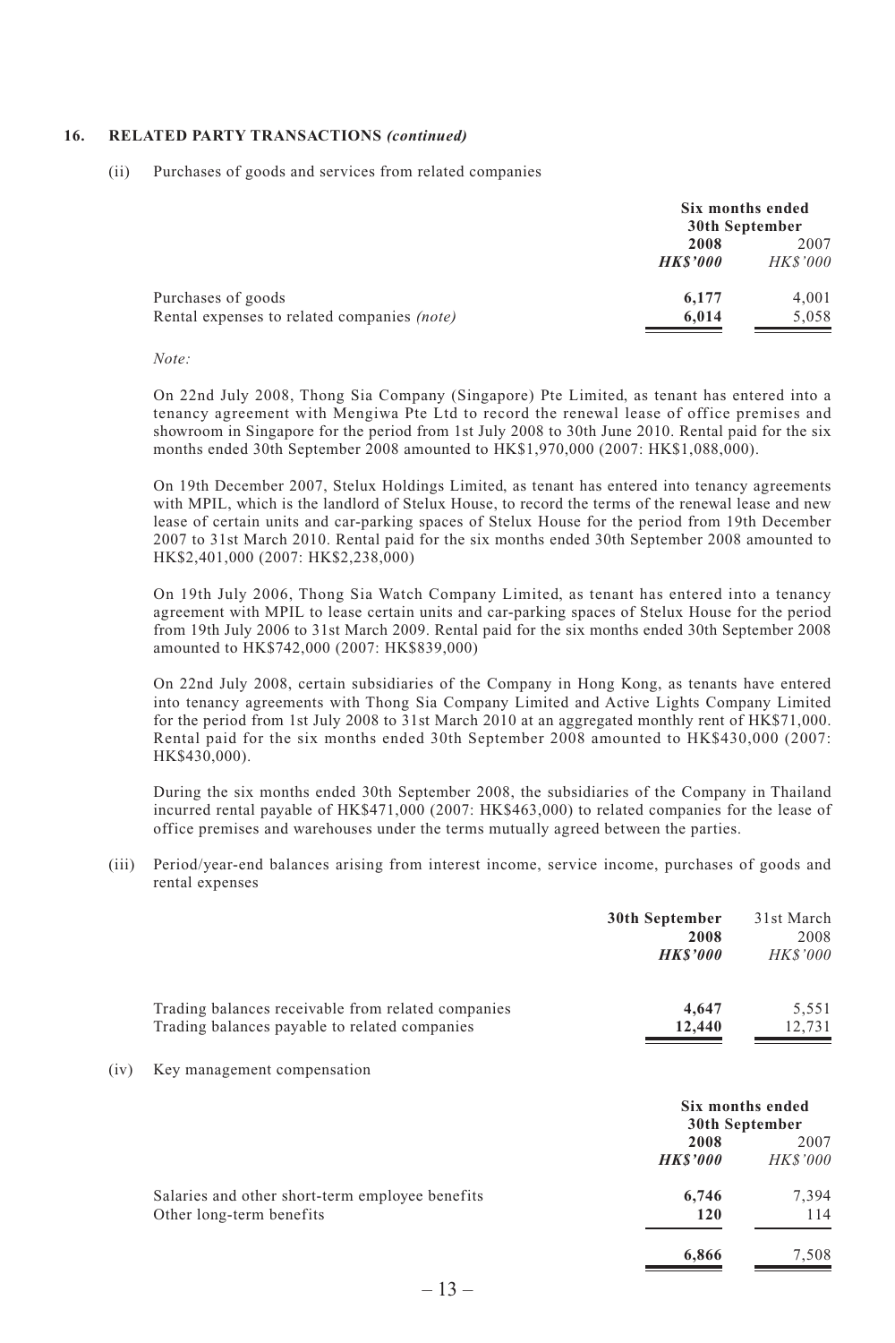## 16. RELATED PARTY TRANSACTIONS *(continued)*

(ii) Purchases of goods and services from related companies

| | Six months ended 30th September | |
|---|---|---|
| | **2008** | 2007 |
| | ***HK$'000*** | *HK$'000* |
| Purchases of goods | **6,177** | 4,001 |
| Rental expenses to related companies *(note)* | **6,014** | 5,058 |

*Note:*

On 22nd July 2008, Thong Sia Company (Singapore) Pte Limited, as tenant has entered into a tenancy agreement with Mengiwa Pte Ltd to record the renewal lease of office premises and showroom in Singapore for the period from 1st July 2008 to 30th June 2010. Rental paid for the six months ended 30th September 2008 amounted to HK$1,970,000 (2007: HK$1,088,000).

On 19th December 2007, Stelux Holdings Limited, as tenant has entered into tenancy agreements with MPIL, which is the landlord of Stelux House, to record the terms of the renewal lease and new lease of certain units and car-parking spaces of Stelux House for the period from 19th December 2007 to 31st March 2010. Rental paid for the six months ended 30th September 2008 amounted to HK$2,401,000 (2007: HK$2,238,000)

On 19th July 2006, Thong Sia Watch Company Limited, as tenant has entered into a tenancy agreement with MPIL to lease certain units and car-parking spaces of Stelux House for the period from 19th July 2006 to 31st March 2009. Rental paid for the six months ended 30th September 2008 amounted to HK$742,000 (2007: HK$839,000)

On 22nd July 2008, certain subsidiaries of the Company in Hong Kong, as tenants have entered into tenancy agreements with Thong Sia Company Limited and Active Lights Company Limited for the period from 1st July 2008 to 31st March 2010 at an aggregated monthly rent of HK$71,000. Rental paid for the six months ended 30th September 2008 amounted to HK$430,000 (2007: HK$430,000).

During the six months ended 30th September 2008, the subsidiaries of the Company in Thailand incurred rental payable of HK$471,000 (2007: HK$463,000) to related companies for the lease of office premises and warehouses under the terms mutually agreed between the parties.

(iii) Period/year-end balances arising from interest income, service income, purchases of goods and rental expenses

| | **30th September 2008** | 31st March 2008 |
|---|---|---|
| | ***HK$'000*** | *HK$'000* |
| Trading balances receivable from related companies | **4,647** | 5,551 |
| Trading balances payable to related companies | **12,440** | 12,731 |

(iv) Key management compensation

| | Six months ended 30th September | |
|---|---|---|
| | **2008** | 2007 |
| | ***HK$'000*** | *HK$'000* |
| Salaries and other short-term employee benefits | **6,746** | 7,394 |
| Other long-term benefits | **120** | 114 |
| | **6,866** | 7,508 |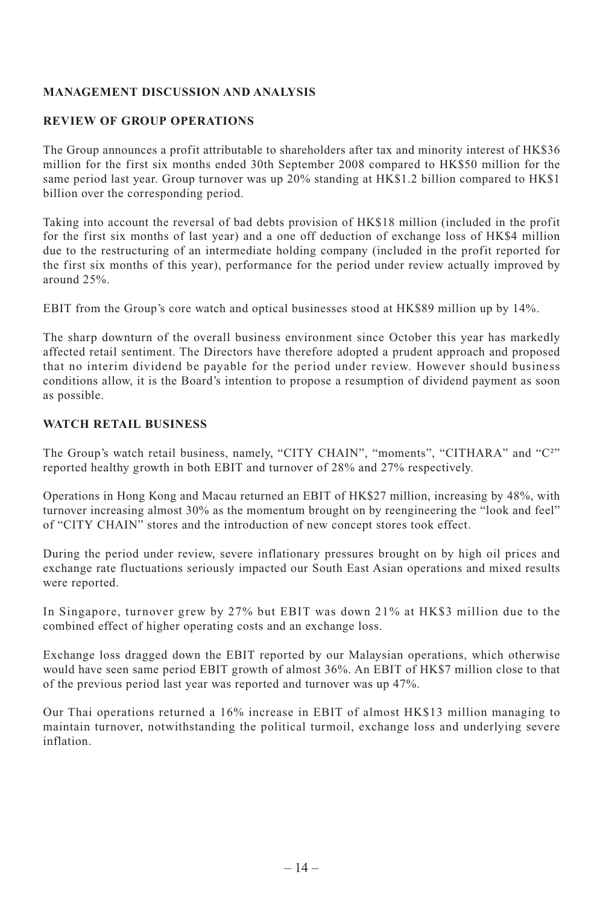## MANAGEMENT DISCUSSION AND ANALYSIS

### REVIEW OF GROUP OPERATIONS

The Group announces a profit attributable to shareholders after tax and minority interest of HK$36 million for the first six months ended 30th September 2008 compared to HK$50 million for the same period last year. Group turnover was up 20% standing at HK$1.2 billion compared to HK$1 billion over the corresponding period.

Taking into account the reversal of bad debts provision of HK$18 million (included in the profit for the first six months of last year) and a one off deduction of exchange loss of HK$4 million due to the restructuring of an intermediate holding company (included in the profit reported for the first six months of this year), performance for the period under review actually improved by around 25%.

EBIT from the Group's core watch and optical businesses stood at HK$89 million up by 14%.

The sharp downturn of the overall business environment since October this year has markedly affected retail sentiment. The Directors have therefore adopted a prudent approach and proposed that no interim dividend be payable for the period under review. However should business conditions allow, it is the Board's intention to propose a resumption of dividend payment as soon as possible.

### WATCH RETAIL BUSINESS

The Group's watch retail business, namely, "CITY CHAIN", "moments", "CITHARA" and "$C^2$" reported healthy growth in both EBIT and turnover of 28% and 27% respectively.

Operations in Hong Kong and Macau returned an EBIT of HK$27 million, increasing by 48%, with turnover increasing almost 30% as the momentum brought on by reengineering the "look and feel" of "CITY CHAIN" stores and the introduction of new concept stores took effect.

During the period under review, severe inflationary pressures brought on by high oil prices and exchange rate fluctuations seriously impacted our South East Asian operations and mixed results were reported.

In Singapore, turnover grew by 27% but EBIT was down 21% at HK$3 million due to the combined effect of higher operating costs and an exchange loss.

Exchange loss dragged down the EBIT reported by our Malaysian operations, which otherwise would have seen same period EBIT growth of almost 36%. An EBIT of HK$7 million close to that of the previous period last year was reported and turnover was up 47%.

Our Thai operations returned a 16% increase in EBIT of almost HK$13 million managing to maintain turnover, notwithstanding the political turmoil, exchange loss and underlying severe inflation.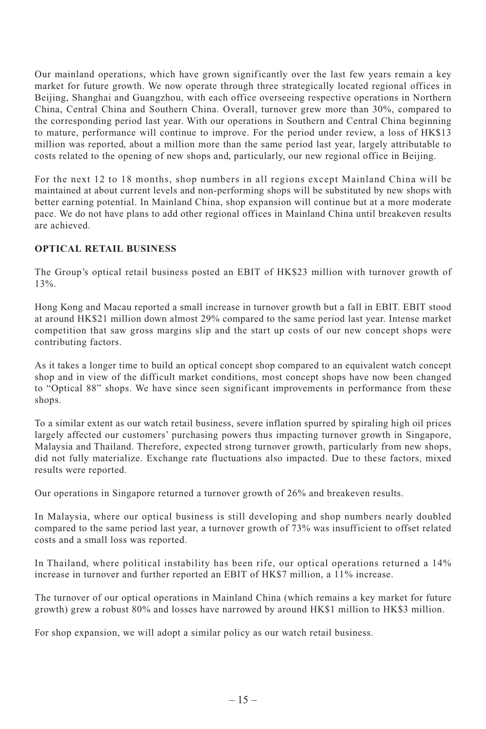Our mainland operations, which have grown significantly over the last few years remain a key market for future growth. We now operate through three strategically located regional offices in Beijing, Shanghai and Guangzhou, with each office overseeing respective operations in Northern China, Central China and Southern China. Overall, turnover grew more than 30%, compared to the corresponding period last year. With our operations in Southern and Central China beginning to mature, performance will continue to improve. For the period under review, a loss of HK$13 million was reported, about a million more than the same period last year, largely attributable to costs related to the opening of new shops and, particularly, our new regional office in Beijing.

For the next 12 to 18 months, shop numbers in all regions except Mainland China will be maintained at about current levels and non-performing shops will be substituted by new shops with better earning potential. In Mainland China, shop expansion will continue but at a more moderate pace. We do not have plans to add other regional offices in Mainland China until breakeven results are achieved.

**OPTICAL RETAIL BUSINESS**

The Group's optical retail business posted an EBIT of HK$23 million with turnover growth of 13%.

Hong Kong and Macau reported a small increase in turnover growth but a fall in EBIT. EBIT stood at around HK$21 million down almost 29% compared to the same period last year. Intense market competition that saw gross margins slip and the start up costs of our new concept shops were contributing factors.

As it takes a longer time to build an optical concept shop compared to an equivalent watch concept shop and in view of the difficult market conditions, most concept shops have now been changed to "Optical 88" shops. We have since seen significant improvements in performance from these shops.

To a similar extent as our watch retail business, severe inflation spurred by spiraling high oil prices largely affected our customers' purchasing powers thus impacting turnover growth in Singapore, Malaysia and Thailand. Therefore, expected strong turnover growth, particularly from new shops, did not fully materialize. Exchange rate fluctuations also impacted. Due to these factors, mixed results were reported.

Our operations in Singapore returned a turnover growth of 26% and breakeven results.

In Malaysia, where our optical business is still developing and shop numbers nearly doubled compared to the same period last year, a turnover growth of 73% was insufficient to offset related costs and a small loss was reported.

In Thailand, where political instability has been rife, our optical operations returned a 14% increase in turnover and further reported an EBIT of HK$7 million, a 11% increase.

The turnover of our optical operations in Mainland China (which remains a key market for future growth) grew a robust 80% and losses have narrowed by around HK$1 million to HK$3 million.

For shop expansion, we will adopt a similar policy as our watch retail business.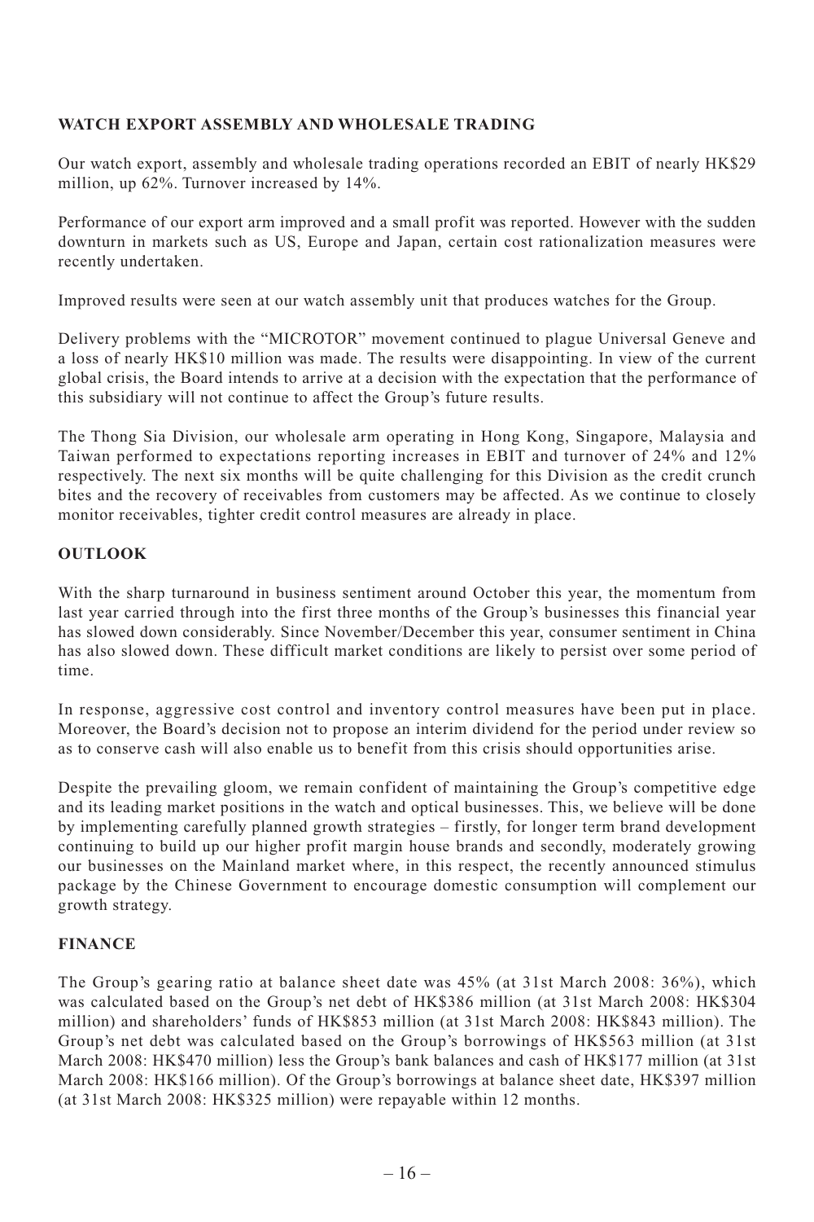## WATCH EXPORT ASSEMBLY AND WHOLESALE TRADING

Our watch export, assembly and wholesale trading operations recorded an EBIT of nearly HK$29 million, up 62%. Turnover increased by 14%.

Performance of our export arm improved and a small profit was reported. However with the sudden downturn in markets such as US, Europe and Japan, certain cost rationalization measures were recently undertaken.

Improved results were seen at our watch assembly unit that produces watches for the Group.

Delivery problems with the "MICROTOR" movement continued to plague Universal Geneve and a loss of nearly HK$10 million was made. The results were disappointing. In view of the current global crisis, the Board intends to arrive at a decision with the expectation that the performance of this subsidiary will not continue to affect the Group's future results.

The Thong Sia Division, our wholesale arm operating in Hong Kong, Singapore, Malaysia and Taiwan performed to expectations reporting increases in EBIT and turnover of 24% and 12% respectively. The next six months will be quite challenging for this Division as the credit crunch bites and the recovery of receivables from customers may be affected. As we continue to closely monitor receivables, tighter credit control measures are already in place.

## OUTLOOK

With the sharp turnaround in business sentiment around October this year, the momentum from last year carried through into the first three months of the Group's businesses this financial year has slowed down considerably. Since November/December this year, consumer sentiment in China has also slowed down. These difficult market conditions are likely to persist over some period of time.

In response, aggressive cost control and inventory control measures have been put in place. Moreover, the Board's decision not to propose an interim dividend for the period under review so as to conserve cash will also enable us to benefit from this crisis should opportunities arise.

Despite the prevailing gloom, we remain confident of maintaining the Group's competitive edge and its leading market positions in the watch and optical businesses. This, we believe will be done by implementing carefully planned growth strategies – firstly, for longer term brand development continuing to build up our higher profit margin house brands and secondly, moderately growing our businesses on the Mainland market where, in this respect, the recently announced stimulus package by the Chinese Government to encourage domestic consumption will complement our growth strategy.

## FINANCE

The Group's gearing ratio at balance sheet date was 45% (at 31st March 2008: 36%), which was calculated based on the Group's net debt of HK$386 million (at 31st March 2008: HK$304 million) and shareholders' funds of HK$853 million (at 31st March 2008: HK$843 million). The Group's net debt was calculated based on the Group's borrowings of HK$563 million (at 31st March 2008: HK$470 million) less the Group's bank balances and cash of HK$177 million (at 31st March 2008: HK$166 million). Of the Group's borrowings at balance sheet date, HK$397 million (at 31st March 2008: HK$325 million) were repayable within 12 months.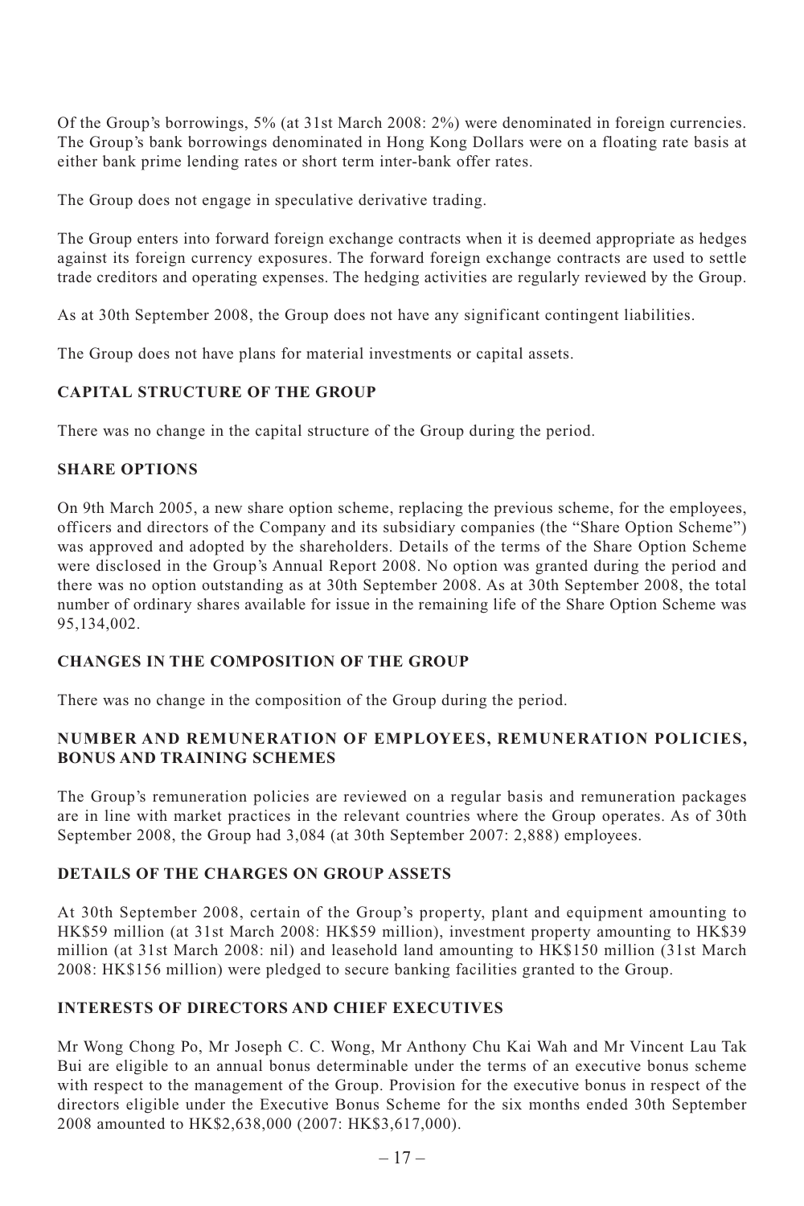Of the Group's borrowings, 5% (at 31st March 2008: 2%) were denominated in foreign currencies. The Group's bank borrowings denominated in Hong Kong Dollars were on a floating rate basis at either bank prime lending rates or short term inter-bank offer rates.

The Group does not engage in speculative derivative trading.

The Group enters into forward foreign exchange contracts when it is deemed appropriate as hedges against its foreign currency exposures. The forward foreign exchange contracts are used to settle trade creditors and operating expenses. The hedging activities are regularly reviewed by the Group.

As at 30th September 2008, the Group does not have any significant contingent liabilities.

The Group does not have plans for material investments or capital assets.

## CAPITAL STRUCTURE OF THE GROUP

There was no change in the capital structure of the Group during the period.

## SHARE OPTIONS

On 9th March 2005, a new share option scheme, replacing the previous scheme, for the employees, officers and directors of the Company and its subsidiary companies (the "Share Option Scheme") was approved and adopted by the shareholders. Details of the terms of the Share Option Scheme were disclosed in the Group's Annual Report 2008. No option was granted during the period and there was no option outstanding as at 30th September 2008. As at 30th September 2008, the total number of ordinary shares available for issue in the remaining life of the Share Option Scheme was 95,134,002.

## CHANGES IN THE COMPOSITION OF THE GROUP

There was no change in the composition of the Group during the period.

## NUMBER AND REMUNERATION OF EMPLOYEES, REMUNERATION POLICIES, BONUS AND TRAINING SCHEMES

The Group's remuneration policies are reviewed on a regular basis and remuneration packages are in line with market practices in the relevant countries where the Group operates. As of 30th September 2008, the Group had 3,084 (at 30th September 2007: 2,888) employees.

## DETAILS OF THE CHARGES ON GROUP ASSETS

At 30th September 2008, certain of the Group's property, plant and equipment amounting to HK$59 million (at 31st March 2008: HK$59 million), investment property amounting to HK$39 million (at 31st March 2008: nil) and leasehold land amounting to HK$150 million (31st March 2008: HK$156 million) were pledged to secure banking facilities granted to the Group.

## INTERESTS OF DIRECTORS AND CHIEF EXECUTIVES

Mr Wong Chong Po, Mr Joseph C. C. Wong, Mr Anthony Chu Kai Wah and Mr Vincent Lau Tak Bui are eligible to an annual bonus determinable under the terms of an executive bonus scheme with respect to the management of the Group. Provision for the executive bonus in respect of the directors eligible under the Executive Bonus Scheme for the six months ended 30th September 2008 amounted to HK$2,638,000 (2007: HK$3,617,000).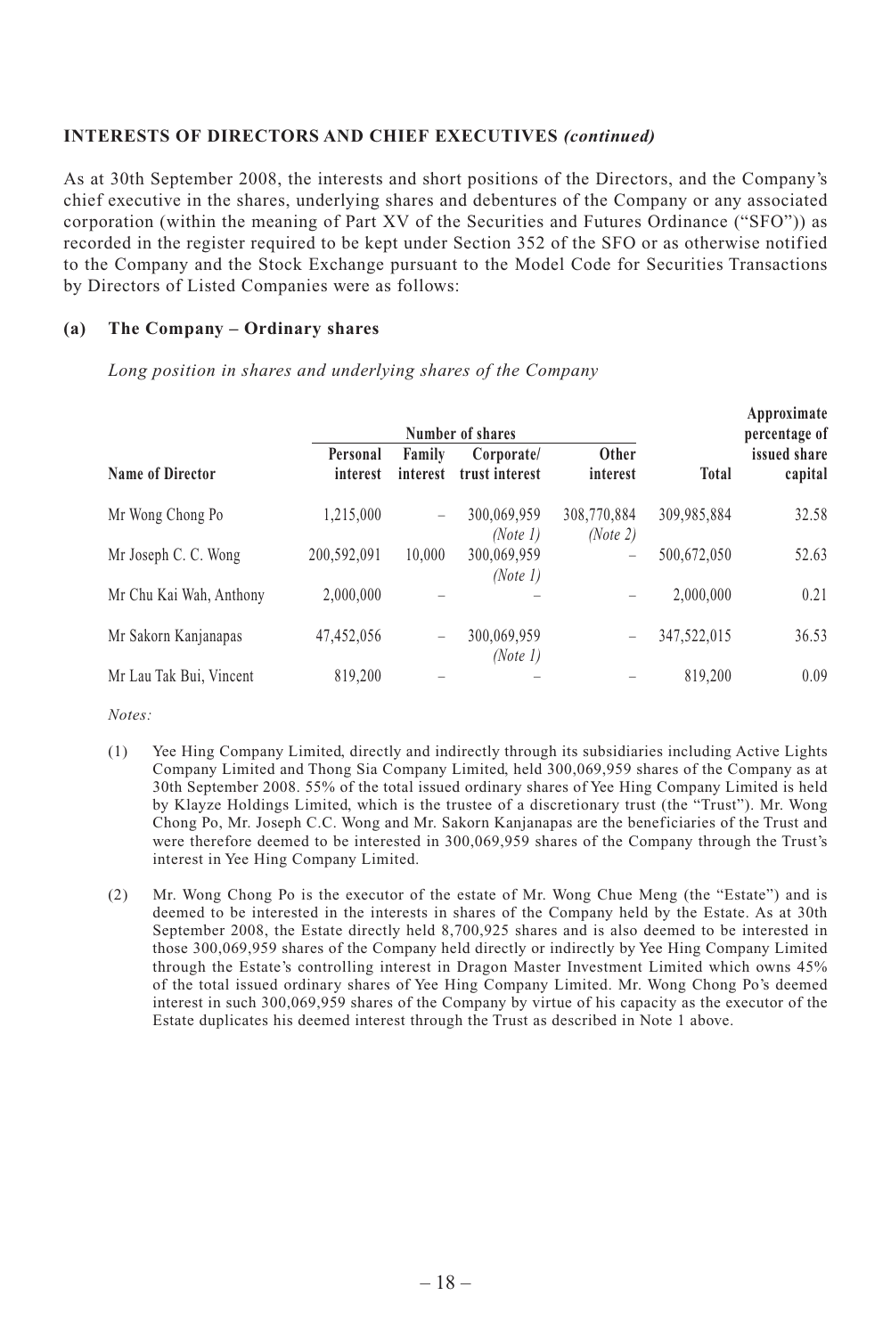**INTERESTS OF DIRECTORS AND CHIEF EXECUTIVES** *(continued)*

As at 30th September 2008, the interests and short positions of the Directors, and the Company's chief executive in the shares, underlying shares and debentures of the Company or any associated corporation (within the meaning of Part XV of the Securities and Futures Ordinance ("SFO")) as recorded in the register required to be kept under Section 352 of the SFO or as otherwise notified to the Company and the Stock Exchange pursuant to the Model Code for Securities Transactions by Directors of Listed Companies were as follows:

**(a) The Company – Ordinary shares**

*Long position in shares and underlying shares of the Company*

| | Number of shares | | | | | Approximate percentage of |
|---|---|---|---|---|---|---|
| **Name of Director** | **Personal interest** | **Family interest** | **Corporate/ trust interest** | **Other interest** | **Total** | **issued share capital** |
| Mr Wong Chong Po | 1,215,000 | – | 300,069,959 *(Note 1)* | 308,770,884 *(Note 2)* | 309,985,884 | 32.58 |
| Mr Joseph C. C. Wong | 200,592,091 | 10,000 | 300,069,959 *(Note 1)* | – | 500,672,050 | 52.63 |
| Mr Chu Kai Wah, Anthony | 2,000,000 | – | – | – | 2,000,000 | 0.21 |
| Mr Sakorn Kanjanapas | 47,452,056 | – | 300,069,959 *(Note 1)* | – | 347,522,015 | 36.53 |
| Mr Lau Tak Bui, Vincent | 819,200 | – | – | – | 819,200 | 0.09 |

*Notes:*

(1) Yee Hing Company Limited, directly and indirectly through its subsidiaries including Active Lights Company Limited and Thong Sia Company Limited, held 300,069,959 shares of the Company as at 30th September 2008. 55% of the total issued ordinary shares of Yee Hing Company Limited is held by Klayze Holdings Limited, which is the trustee of a discretionary trust (the "Trust"). Mr. Wong Chong Po, Mr. Joseph C.C. Wong and Mr. Sakorn Kanjanapas are the beneficiaries of the Trust and were therefore deemed to be interested in 300,069,959 shares of the Company through the Trust's interest in Yee Hing Company Limited.

(2) Mr. Wong Chong Po is the executor of the estate of Mr. Wong Chue Meng (the "Estate") and is deemed to be interested in the interests in shares of the Company held by the Estate. As at 30th September 2008, the Estate directly held 8,700,925 shares and is also deemed to be interested in those 300,069,959 shares of the Company held directly or indirectly by Yee Hing Company Limited through the Estate's controlling interest in Dragon Master Investment Limited which owns 45% of the total issued ordinary shares of Yee Hing Company Limited. Mr. Wong Chong Po's deemed interest in such 300,069,959 shares of the Company by virtue of his capacity as the executor of the Estate duplicates his deemed interest through the Trust as described in Note 1 above.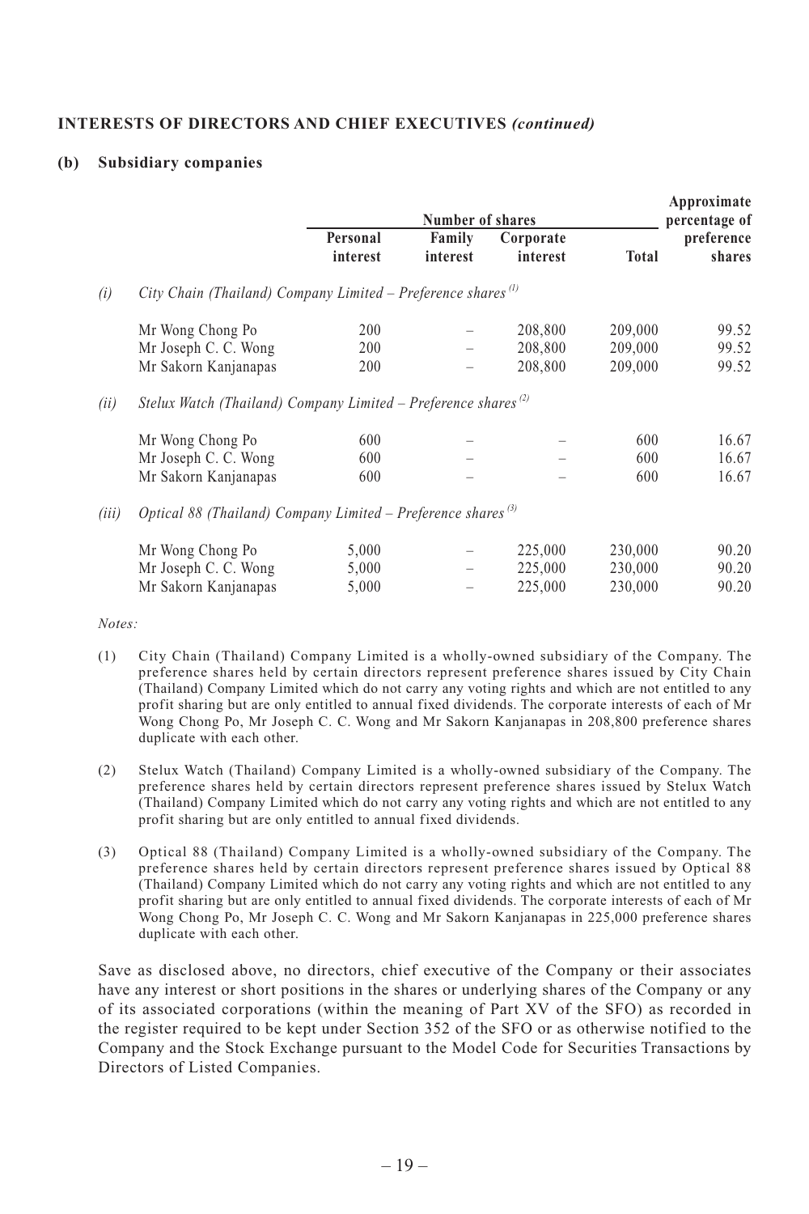**INTERESTS OF DIRECTORS AND CHIEF EXECUTIVES *(continued)***

**(b) Subsidiary companies**

| | | Number of shares | | | Approximate percentage of |
|---|---|---|---|---|---|
| | Personal interest | Family interest | Corporate interest | Total | preference shares |
| *(i) City Chain (Thailand) Company Limited – Preference shares* [(1)] | | | | | |
| Mr Wong Chong Po | 200 | – | 208,800 | 209,000 | 99.52 |
| Mr Joseph C. C. Wong | 200 | – | 208,800 | 209,000 | 99.52 |
| Mr Sakorn Kanjanapas | 200 | – | 208,800 | 209,000 | 99.52 |
| *(ii) Stelux Watch (Thailand) Company Limited – Preference shares* [(2)] | | | | | |
| Mr Wong Chong Po | 600 | – | – | 600 | 16.67 |
| Mr Joseph C. C. Wong | 600 | – | – | 600 | 16.67 |
| Mr Sakorn Kanjanapas | 600 | – | – | 600 | 16.67 |
| *(iii) Optical 88 (Thailand) Company Limited – Preference shares* [(3)] | | | | | |
| Mr Wong Chong Po | 5,000 | – | 225,000 | 230,000 | 90.20 |
| Mr Joseph C. C. Wong | 5,000 | – | 225,000 | 230,000 | 90.20 |
| Mr Sakorn Kanjanapas | 5,000 | – | 225,000 | 230,000 | 90.20 |

*Notes:*

(1) City Chain (Thailand) Company Limited is a wholly-owned subsidiary of the Company. The preference shares held by certain directors represent preference shares issued by City Chain (Thailand) Company Limited which do not carry any voting rights and which are not entitled to any profit sharing but are only entitled to annual fixed dividends. The corporate interests of each of Mr Wong Chong Po, Mr Joseph C. C. Wong and Mr Sakorn Kanjanapas in 208,800 preference shares duplicate with each other.

(2) Stelux Watch (Thailand) Company Limited is a wholly-owned subsidiary of the Company. The preference shares held by certain directors represent preference shares issued by Stelux Watch (Thailand) Company Limited which do not carry any voting rights and which are not entitled to any profit sharing but are only entitled to annual fixed dividends.

(3) Optical 88 (Thailand) Company Limited is a wholly-owned subsidiary of the Company. The preference shares held by certain directors represent preference shares issued by Optical 88 (Thailand) Company Limited which do not carry any voting rights and which are not entitled to any profit sharing but are only entitled to annual fixed dividends. The corporate interests of each of Mr Wong Chong Po, Mr Joseph C. C. Wong and Mr Sakorn Kanjanapas in 225,000 preference shares duplicate with each other.

Save as disclosed above, no directors, chief executive of the Company or their associates have any interest or short positions in the shares or underlying shares of the Company or any of its associated corporations (within the meaning of Part XV of the SFO) as recorded in the register required to be kept under Section 352 of the SFO or as otherwise notified to the Company and the Stock Exchange pursuant to the Model Code for Securities Transactions by Directors of Listed Companies.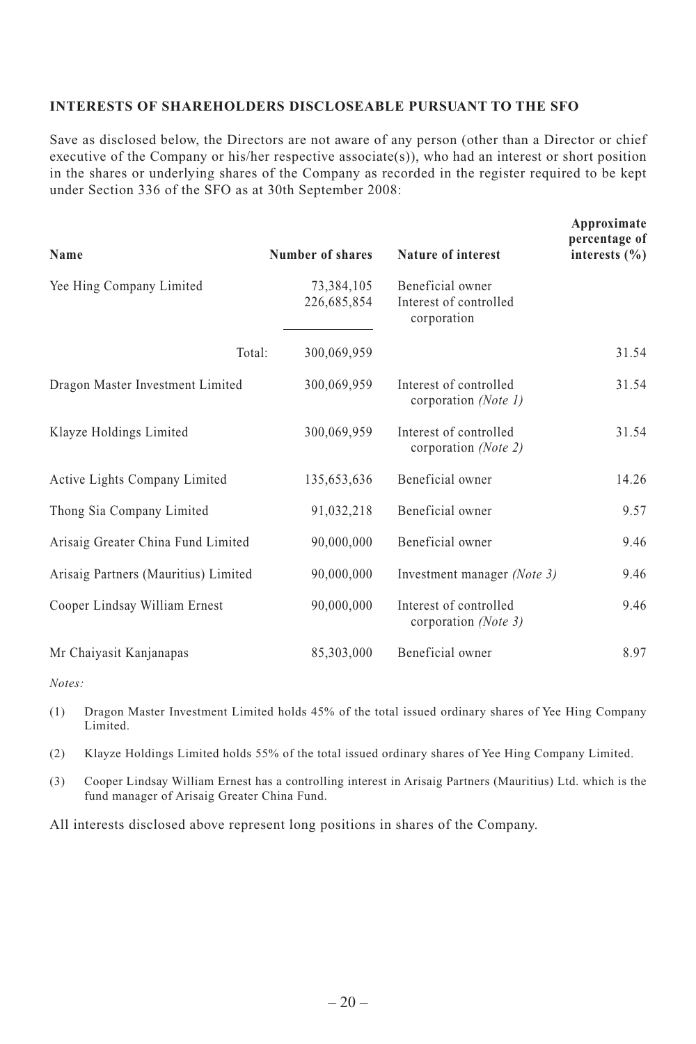## INTERESTS OF SHAREHOLDERS DISCLOSEABLE PURSUANT TO THE SFO

Save as disclosed below, the Directors are not aware of any person (other than a Director or chief executive of the Company or his/her respective associate(s)), who had an interest or short position in the shares or underlying shares of the Company as recorded in the register required to be kept under Section 336 of the SFO as at 30th September 2008:

| Name | Number of shares | Nature of interest | Approximate percentage of interests (%) |
|---|---|---|---|
| Yee Hing Company Limited | 73,384,105<br>226,685,854 | Beneficial owner<br>Interest of controlled corporation | |
| Total: | 300,069,959 | | 31.54 |
| Dragon Master Investment Limited | 300,069,959 | Interest of controlled corporation *(Note 1)* | 31.54 |
| Klayze Holdings Limited | 300,069,959 | Interest of controlled corporation *(Note 2)* | 31.54 |
| Active Lights Company Limited | 135,653,636 | Beneficial owner | 14.26 |
| Thong Sia Company Limited | 91,032,218 | Beneficial owner | 9.57 |
| Arisaig Greater China Fund Limited | 90,000,000 | Beneficial owner | 9.46 |
| Arisaig Partners (Mauritius) Limited | 90,000,000 | Investment manager *(Note 3)* | 9.46 |
| Cooper Lindsay William Ernest | 90,000,000 | Interest of controlled corporation *(Note 3)* | 9.46 |
| Mr Chaiyasit Kanjanapas | 85,303,000 | Beneficial owner | 8.97 |

*Notes:*

(1) Dragon Master Investment Limited holds 45% of the total issued ordinary shares of Yee Hing Company Limited.

(2) Klayze Holdings Limited holds 55% of the total issued ordinary shares of Yee Hing Company Limited.

(3) Cooper Lindsay William Ernest has a controlling interest in Arisaig Partners (Mauritius) Ltd. which is the fund manager of Arisaig Greater China Fund.

All interests disclosed above represent long positions in shares of the Company.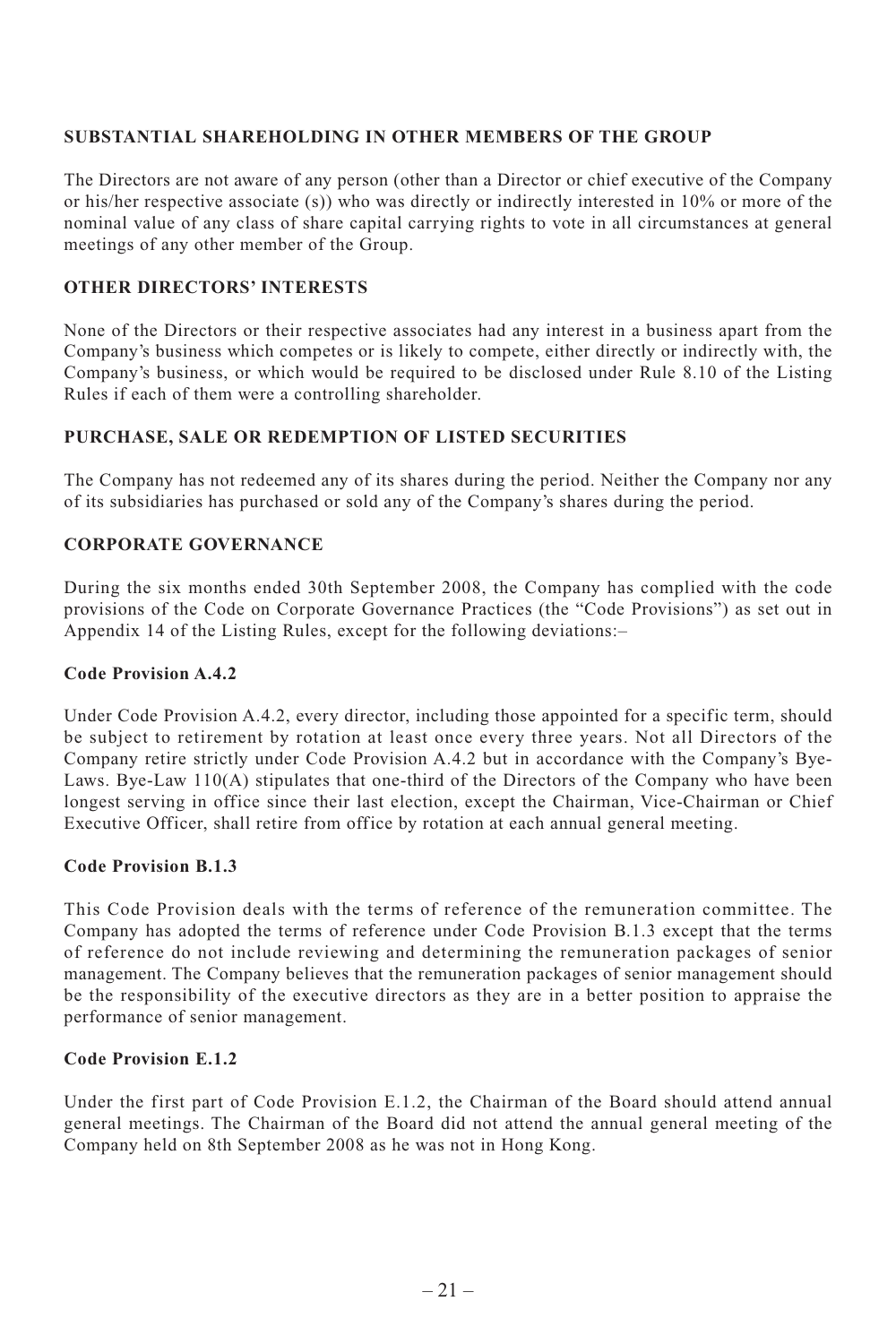## SUBSTANTIAL SHAREHOLDING IN OTHER MEMBERS OF THE GROUP

The Directors are not aware of any person (other than a Director or chief executive of the Company or his/her respective associate (s)) who was directly or indirectly interested in 10% or more of the nominal value of any class of share capital carrying rights to vote in all circumstances at general meetings of any other member of the Group.

## OTHER DIRECTORS' INTERESTS

None of the Directors or their respective associates had any interest in a business apart from the Company's business which competes or is likely to compete, either directly or indirectly with, the Company's business, or which would be required to be disclosed under Rule 8.10 of the Listing Rules if each of them were a controlling shareholder.

## PURCHASE, SALE OR REDEMPTION OF LISTED SECURITIES

The Company has not redeemed any of its shares during the period. Neither the Company nor any of its subsidiaries has purchased or sold any of the Company's shares during the period.

## CORPORATE GOVERNANCE

During the six months ended 30th September 2008, the Company has complied with the code provisions of the Code on Corporate Governance Practices (the "Code Provisions") as set out in Appendix 14 of the Listing Rules, except for the following deviations:–

### Code Provision A.4.2

Under Code Provision A.4.2, every director, including those appointed for a specific term, should be subject to retirement by rotation at least once every three years. Not all Directors of the Company retire strictly under Code Provision A.4.2 but in accordance with the Company's Bye-Laws. Bye-Law 110(A) stipulates that one-third of the Directors of the Company who have been longest serving in office since their last election, except the Chairman, Vice-Chairman or Chief Executive Officer, shall retire from office by rotation at each annual general meeting.

### Code Provision B.1.3

This Code Provision deals with the terms of reference of the remuneration committee. The Company has adopted the terms of reference under Code Provision B.1.3 except that the terms of reference do not include reviewing and determining the remuneration packages of senior management. The Company believes that the remuneration packages of senior management should be the responsibility of the executive directors as they are in a better position to appraise the performance of senior management.

### Code Provision E.1.2

Under the first part of Code Provision E.1.2, the Chairman of the Board should attend annual general meetings. The Chairman of the Board did not attend the annual general meeting of the Company held on 8th September 2008 as he was not in Hong Kong.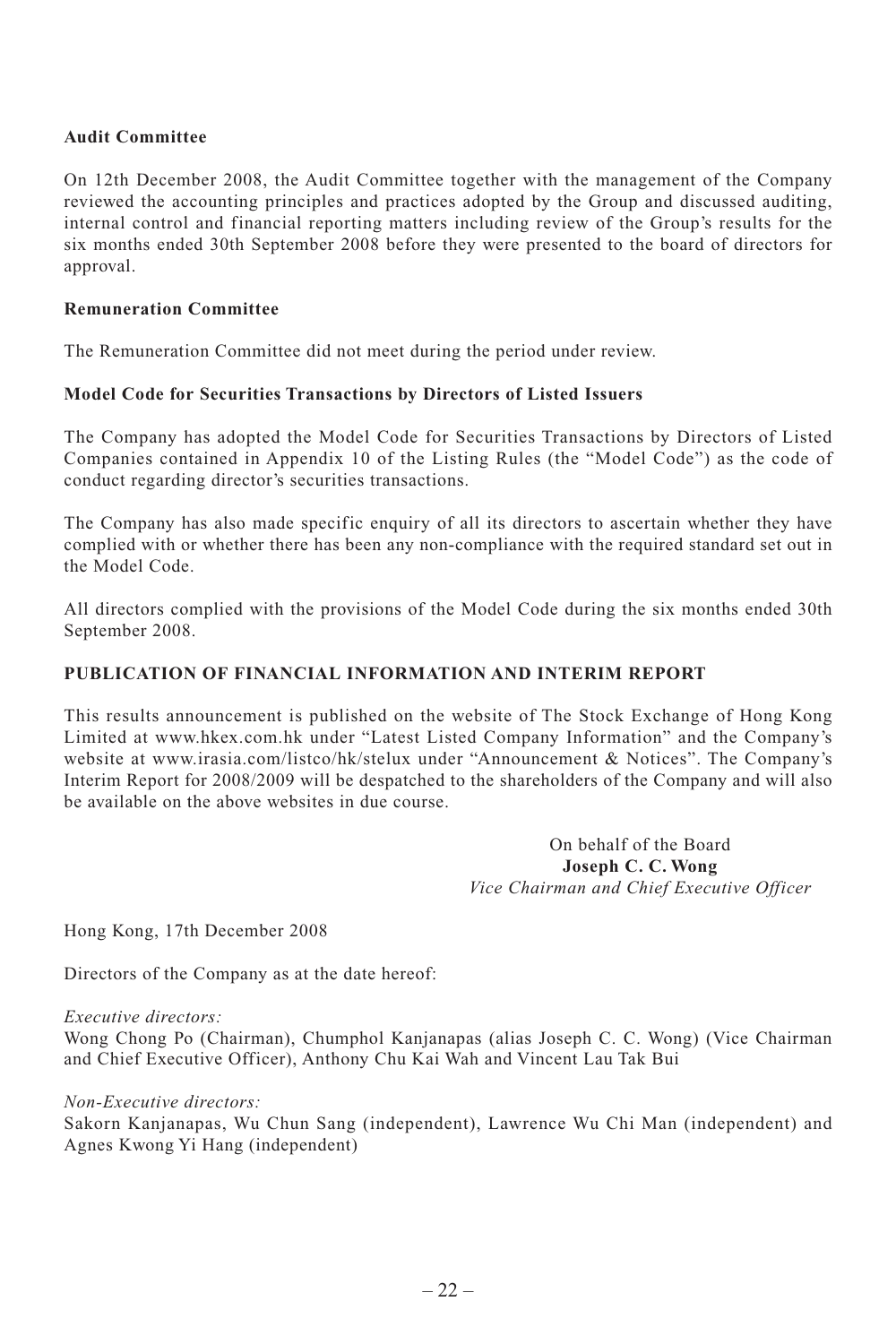**Audit Committee**

On 12th December 2008, the Audit Committee together with the management of the Company reviewed the accounting principles and practices adopted by the Group and discussed auditing, internal control and financial reporting matters including review of the Group's results for the six months ended 30th September 2008 before they were presented to the board of directors for approval.

**Remuneration Committee**

The Remuneration Committee did not meet during the period under review.

**Model Code for Securities Transactions by Directors of Listed Issuers**

The Company has adopted the Model Code for Securities Transactions by Directors of Listed Companies contained in Appendix 10 of the Listing Rules (the "Model Code") as the code of conduct regarding director's securities transactions.

The Company has also made specific enquiry of all its directors to ascertain whether they have complied with or whether there has been any non-compliance with the required standard set out in the Model Code.

All directors complied with the provisions of the Model Code during the six months ended 30th September 2008.

**PUBLICATION OF FINANCIAL INFORMATION AND INTERIM REPORT**

This results announcement is published on the website of The Stock Exchange of Hong Kong Limited at www.hkex.com.hk under "Latest Listed Company Information" and the Company's website at www.irasia.com/listco/hk/stelux under "Announcement & Notices". The Company's Interim Report for 2008/2009 will be despatched to the shareholders of the Company and will also be available on the above websites in due course.

On behalf of the Board
**Joseph C. C. Wong**
*Vice Chairman and Chief Executive Officer*

Hong Kong, 17th December 2008

Directors of the Company as at the date hereof:

*Executive directors:*
Wong Chong Po (Chairman), Chumphol Kanjanapas (alias Joseph C. C. Wong) (Vice Chairman and Chief Executive Officer), Anthony Chu Kai Wah and Vincent Lau Tak Bui

*Non-Executive directors:*
Sakorn Kanjanapas, Wu Chun Sang (independent), Lawrence Wu Chi Man (independent) and Agnes Kwong Yi Hang (independent)